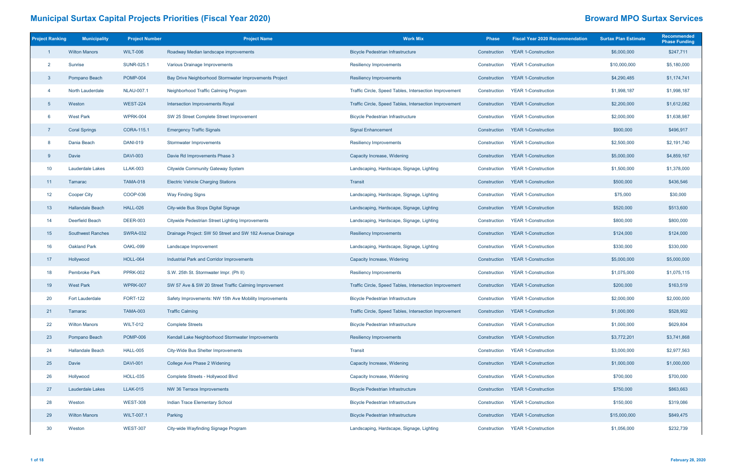# Municipal Surtax Capital Projects Priorities (Fiscal Year 2020)

## Broward MPO Surtax Services

| Project Ranking | Municipality | Project Number | Project Name | Work Mix | Phase | Fiscal Year 2020 Recommendation | Surtax Plan Estimate | Recommended Phase Funding |
|---|---|---|---|---|---|---|---|---|
| 1 | Wilton Manors | WILT-006 | Roadway Median landscape improvements | Bicycle Pedestrian Infrastructure | Construction | YEAR 1-Construction | $6,000,000 | $247,711 |
| 2 | Sunrise | SUNR-025.1 | Various Drainage Improvements | Resiliency Improvements | Construction | YEAR 1-Construction | $10,000,000 | $5,180,000 |
| 3 | Pompano Beach | POMP-004 | Bay Drive Neighborhood Stormwater Improvements Project | Resiliency Improvements | Construction | YEAR 1-Construction | $4,290,485 | $1,174,741 |
| 4 | North Lauderdale | NLAU-007.1 | Neighborhood Traffic Calming Program | Traffic Circle, Speed Tables, Intersection Improvement | Construction | YEAR 1-Construction | $1,998,187 | $1,998,187 |
| 5 | Weston | WEST-224 | Intersection Improvements Royal | Traffic Circle, Speed Tables, Intersection Improvement | Construction | YEAR 1-Construction | $2,200,000 | $1,612,082 |
| 6 | West Park | WPRK-004 | SW 25 Street Complete Street Improvement | Bicycle Pedestrian Infrastructure | Construction | YEAR 1-Construction | $2,000,000 | $1,638,987 |
| 7 | Coral Springs | CORA-115.1 | Emergency Traffic Signals | Signal Enhancement | Construction | YEAR 1-Construction | $900,000 | $496,917 |
| 8 | Dania Beach | DANI-019 | Stormwater Improvements | Resiliency Improvements | Construction | YEAR 1-Construction | $2,500,000 | $2,191,740 |
| 9 | Davie | DAVI-003 | Davie Rd Improvements Phase 3 | Capacity Increase, Widening | Construction | YEAR 1-Construction | $5,000,000 | $4,859,167 |
| 10 | Lauderdale Lakes | LLAK-003 | Citywide Community Gateway System | Landscaping, Hardscape, Signage, Lighting | Construction | YEAR 1-Construction | $1,500,000 | $1,378,000 |
| 11 | Tamarac | TAMA-018 | Electric Vehicle Charging Stations | Transit | Construction | YEAR 1-Construction | $500,000 | $436,546 |
| 12 | Cooper City | COOP-036 | Way Finding Signs | Landscaping, Hardscape, Signage, Lighting | Construction | YEAR 1-Construction | $75,000 | $30,000 |
| 13 | Hallandale Beach | HALL-026 | City-wide Bus Stops Digital Signage | Landscaping, Hardscape, Signage, Lighting | Construction | YEAR 1-Construction | $520,000 | $513,600 |
| 14 | Deerfield Beach | DEER-003 | Citywide Pedestrian Street Lighting Improvements | Landscaping, Hardscape, Signage, Lighting | Construction | YEAR 1-Construction | $800,000 | $800,000 |
| 15 | Southwest Ranches | SWRA-032 | Drainage Project: SW 50 Street and SW 182 Avenue Drainage | Resiliency Improvements | Construction | YEAR 1-Construction | $124,000 | $124,000 |
| 16 | Oakland Park | OAKL-099 | Landscape Improvement | Landscaping, Hardscape, Signage, Lighting | Construction | YEAR 1-Construction | $330,000 | $330,000 |
| 17 | Hollywood | HOLL-064 | Industrial Park and Corridor Improvements | Capacity Increase, Widening | Construction | YEAR 1-Construction | $5,000,000 | $5,000,000 |
| 18 | Pembroke Park | PPRK-002 | S.W. 25th St. Stormwater Impr. (Ph II) | Resiliency Improvements | Construction | YEAR 1-Construction | $1,075,000 | $1,075,115 |
| 19 | West Park | WPRK-007 | SW 57 Ave & SW 20 Street Traffic Calming Improvement | Traffic Circle, Speed Tables, Intersection Improvement | Construction | YEAR 1-Construction | $200,000 | $163,519 |
| 20 | Fort Lauderdale | FORT-122 | Safety Improvements: NW 15th Ave Mobility Improvements | Bicycle Pedestrian Infrastructure | Construction | YEAR 1-Construction | $2,000,000 | $2,000,000 |
| 21 | Tamarac | TAMA-003 | Traffic Calming | Traffic Circle, Speed Tables, Intersection Improvement | Construction | YEAR 1-Construction | $1,000,000 | $528,902 |
| 22 | Wilton Manors | WILT-012 | Complete Streets | Bicycle Pedestrian Infrastructure | Construction | YEAR 1-Construction | $1,000,000 | $629,804 |
| 23 | Pompano Beach | POMP-006 | Kendall Lake Neighborhood Stormwater Improvements | Resiliency Improvements | Construction | YEAR 1-Construction | $3,772,201 | $3,741,868 |
| 24 | Hallandale Beach | HALL-005 | City-Wide Bus Shelter Improvements | Transit | Construction | YEAR 1-Construction | $3,000,000 | $2,977,563 |
| 25 | Davie | DAVI-001 | College Ave Phase 2 Widening | Capacity Increase, Widening | Construction | YEAR 1-Construction | $1,000,000 | $1,000,000 |
| 26 | Hollywood | HOLL-035 | Complete Streets - Hollywood Blvd | Capacity Increase, Widening | Construction | YEAR 1-Construction | $700,000 | $700,000 |
| 27 | Lauderdale Lakes | LLAK-015 | NW 36 Terrace Improvements | Bicycle Pedestrian Infrastructure | Construction | YEAR 1-Construction | $750,000 | $863,663 |
| 28 | Weston | WEST-308 | Indian Trace Elementary School | Bicycle Pedestrian Infrastructure | Construction | YEAR 1-Construction | $150,000 | $319,086 |
| 29 | Wilton Manors | WILT-007.1 | Parking | Bicycle Pedestrian Infrastructure | Construction | YEAR 1-Construction | $15,000,000 | $849,475 |
| 30 | Weston | WEST-307 | City-wide Wayfinding Signage Program | Landscaping, Hardscape, Signage, Lighting | Construction | YEAR 1-Construction | $1,056,000 | $232,739 |

February 28, 2020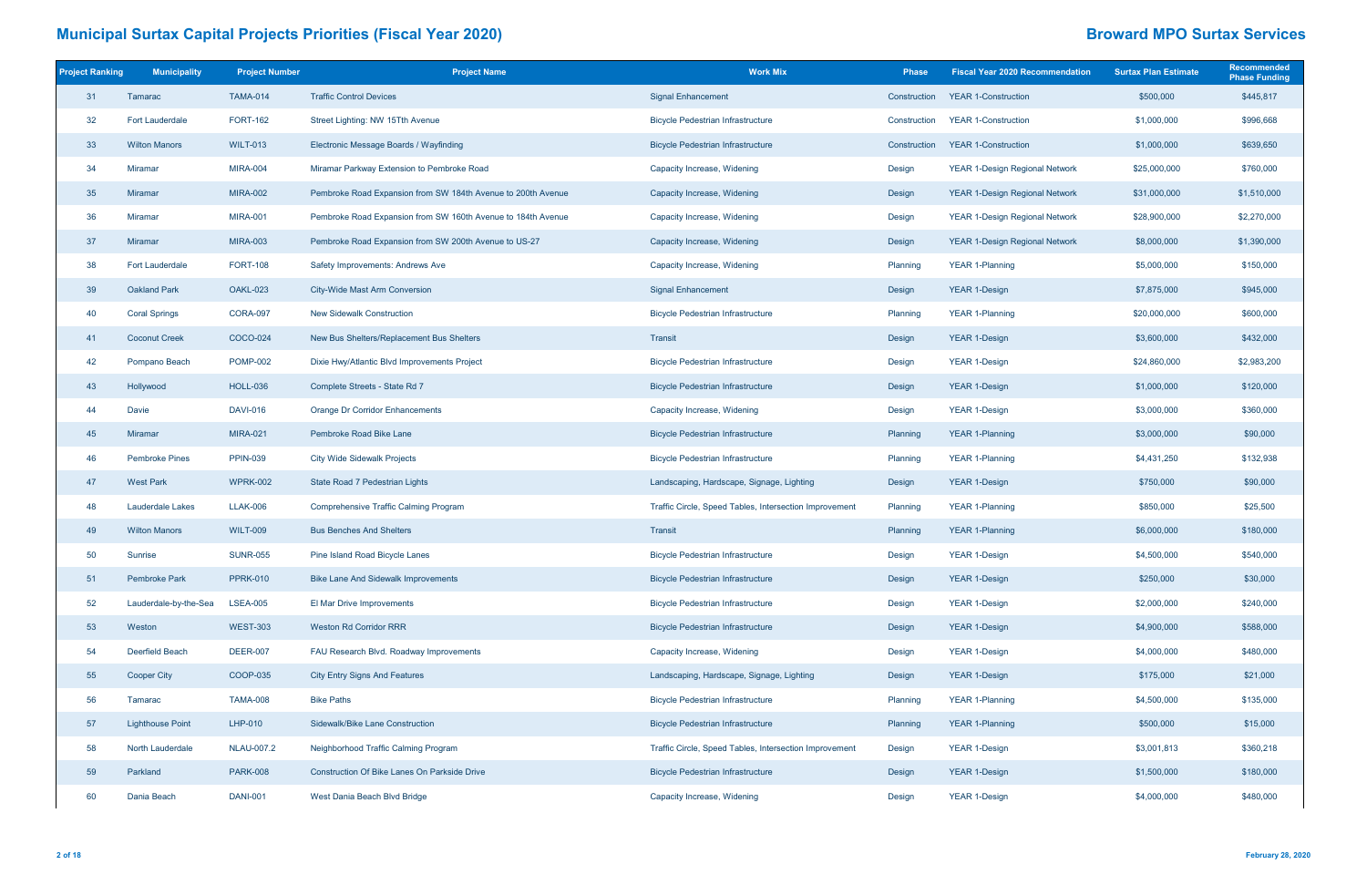# Municipal Surtax Capital Projects Priorities (Fiscal Year 2020)

## Broward MPO Surtax Services

| Project Ranking | Municipality | Project Number | Project Name | Work Mix | Phase | Fiscal Year 2020 Recommendation | Surtax Plan Estimate | Recommended Phase Funding |
|---|---|---|---|---|---|---|---|---|
| 31 | Tamarac | TAMA-014 | Traffic Control Devices | Signal Enhancement | Construction | YEAR 1-Construction | $500,000 | $445,817 |
| 32 | Fort Lauderdale | FORT-162 | Street Lighting: NW 15Tth Avenue | Bicycle Pedestrian Infrastructure | Construction | YEAR 1-Construction | $1,000,000 | $996,668 |
| 33 | Wilton Manors | WILT-013 | Electronic Message Boards / Wayfinding | Bicycle Pedestrian Infrastructure | Construction | YEAR 1-Construction | $1,000,000 | $639,650 |
| 34 | Miramar | MIRA-004 | Miramar Parkway Extension to Pembroke Road | Capacity Increase, Widening | Design | YEAR 1-Design Regional Network | $25,000,000 | $760,000 |
| 35 | Miramar | MIRA-002 | Pembroke Road Expansion from SW 184th Avenue to 200th Avenue | Capacity Increase, Widening | Design | YEAR 1-Design Regional Network | $31,000,000 | $1,510,000 |
| 36 | Miramar | MIRA-001 | Pembroke Road Expansion from SW 160th Avenue to 184th Avenue | Capacity Increase, Widening | Design | YEAR 1-Design Regional Network | $28,900,000 | $2,270,000 |
| 37 | Miramar | MIRA-003 | Pembroke Road Expansion from SW 200th Avenue to US-27 | Capacity Increase, Widening | Design | YEAR 1-Design Regional Network | $8,000,000 | $1,390,000 |
| 38 | Fort Lauderdale | FORT-108 | Safety Improvements: Andrews Ave | Capacity Increase, Widening | Planning | YEAR 1-Planning | $5,000,000 | $150,000 |
| 39 | Oakland Park | OAKL-023 | City-Wide Mast Arm Conversion | Signal Enhancement | Design | YEAR 1-Design | $7,875,000 | $945,000 |
| 40 | Coral Springs | CORA-097 | New Sidewalk Construction | Bicycle Pedestrian Infrastructure | Planning | YEAR 1-Planning | $20,000,000 | $600,000 |
| 41 | Coconut Creek | COCO-024 | New Bus Shelters/Replacement Bus Shelters | Transit | Design | YEAR 1-Design | $3,600,000 | $432,000 |
| 42 | Pompano Beach | POMP-002 | Dixie Hwy/Atlantic Blvd Improvements Project | Bicycle Pedestrian Infrastructure | Design | YEAR 1-Design | $24,860,000 | $2,983,200 |
| 43 | Hollywood | HOLL-036 | Complete Streets - State Rd 7 | Bicycle Pedestrian Infrastructure | Design | YEAR 1-Design | $1,000,000 | $120,000 |
| 44 | Davie | DAVI-016 | Orange Dr Corridor Enhancements | Capacity Increase, Widening | Design | YEAR 1-Design | $3,000,000 | $360,000 |
| 45 | Miramar | MIRA-021 | Pembroke Road Bike Lane | Bicycle Pedestrian Infrastructure | Planning | YEAR 1-Planning | $3,000,000 | $90,000 |
| 46 | Pembroke Pines | PPIN-039 | City Wide Sidewalk Projects | Bicycle Pedestrian Infrastructure | Planning | YEAR 1-Planning | $4,431,250 | $132,938 |
| 47 | West Park | WPRK-002 | State Road 7 Pedestrian Lights | Landscaping, Hardscape, Signage, Lighting | Design | YEAR 1-Design | $750,000 | $90,000 |
| 48 | Lauderdale Lakes | LLAK-006 | Comprehensive Traffic Calming Program | Traffic Circle, Speed Tables, Intersection Improvement | Planning | YEAR 1-Planning | $850,000 | $25,500 |
| 49 | Wilton Manors | WILT-009 | Bus Benches And Shelters | Transit | Planning | YEAR 1-Planning | $6,000,000 | $180,000 |
| 50 | Sunrise | SUNR-055 | Pine Island Road Bicycle Lanes | Bicycle Pedestrian Infrastructure | Design | YEAR 1-Design | $4,500,000 | $540,000 |
| 51 | Pembroke Park | PPRK-010 | Bike Lane And Sidewalk Improvements | Bicycle Pedestrian Infrastructure | Design | YEAR 1-Design | $250,000 | $30,000 |
| 52 | Lauderdale-by-the-Sea | LSEA-005 | El Mar Drive Improvements | Bicycle Pedestrian Infrastructure | Design | YEAR 1-Design | $2,000,000 | $240,000 |
| 53 | Weston | WEST-303 | Weston Rd Corridor RRR | Bicycle Pedestrian Infrastructure | Design | YEAR 1-Design | $4,900,000 | $588,000 |
| 54 | Deerfield Beach | DEER-007 | FAU Research Blvd. Roadway Improvements | Capacity Increase, Widening | Design | YEAR 1-Design | $4,000,000 | $480,000 |
| 55 | Cooper City | COOP-035 | City Entry Signs And Features | Landscaping, Hardscape, Signage, Lighting | Design | YEAR 1-Design | $175,000 | $21,000 |
| 56 | Tamarac | TAMA-008 | Bike Paths | Bicycle Pedestrian Infrastructure | Planning | YEAR 1-Planning | $4,500,000 | $135,000 |
| 57 | Lighthouse Point | LHP-010 | Sidewalk/Bike Lane Construction | Bicycle Pedestrian Infrastructure | Planning | YEAR 1-Planning | $500,000 | $15,000 |
| 58 | North Lauderdale | NLAU-007.2 | Neighborhood Traffic Calming Program | Traffic Circle, Speed Tables, Intersection Improvement | Design | YEAR 1-Design | $3,001,813 | $360,218 |
| 59 | Parkland | PARK-008 | Construction Of Bike Lanes On Parkside Drive | Bicycle Pedestrian Infrastructure | Design | YEAR 1-Design | $1,500,000 | $180,000 |
| 60 | Dania Beach | DANI-001 | West Dania Beach Blvd Bridge | Capacity Increase, Widening | Design | YEAR 1-Design | $4,000,000 | $480,000 |

February 28, 2020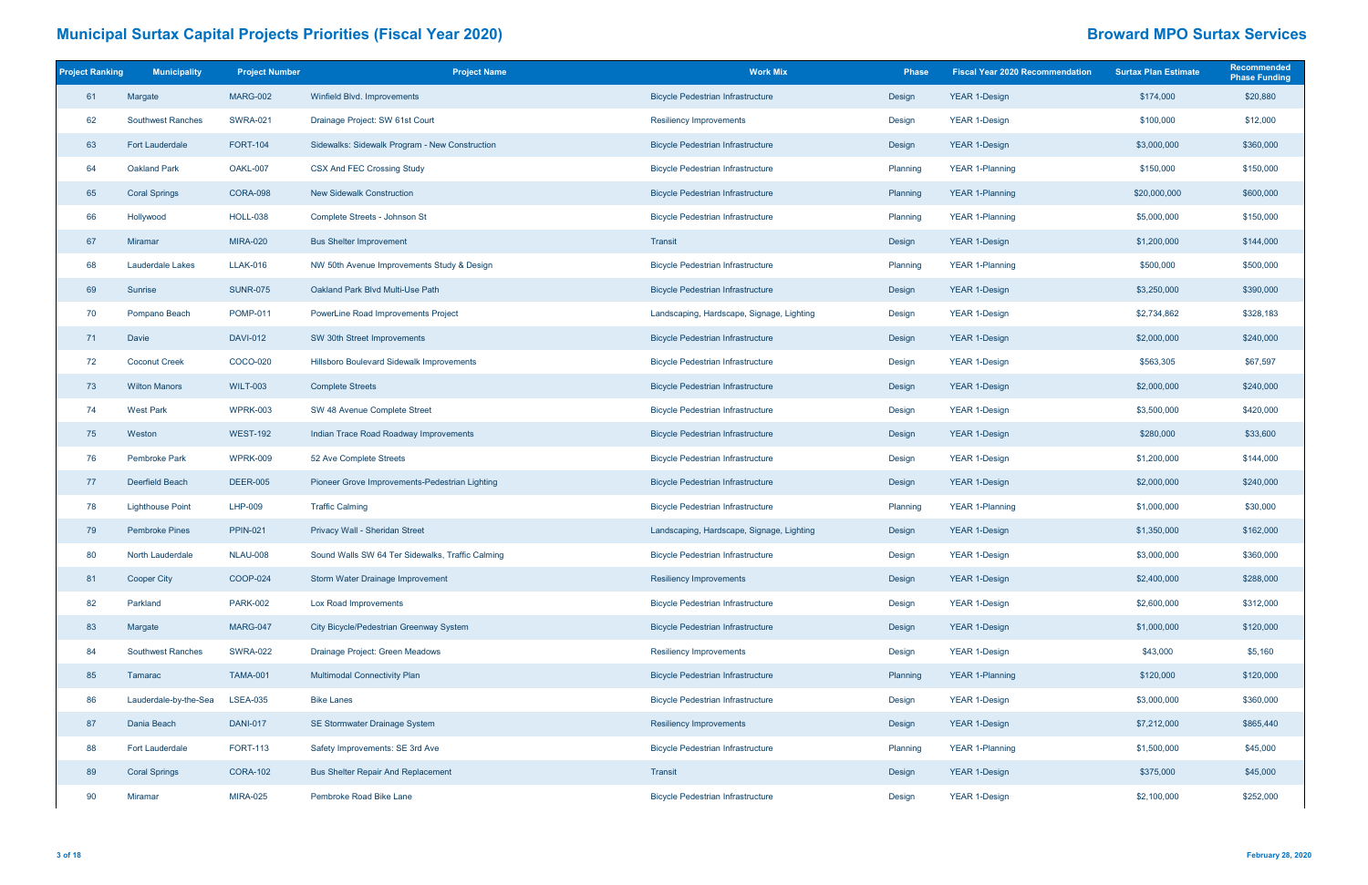# Municipal Surtax Capital Projects Priorities (Fiscal Year 2020)

## Broward MPO Surtax Services

| Project Ranking | Municipality | Project Number | Project Name | Work Mix | Phase | Fiscal Year 2020 Recommendation | Surtax Plan Estimate | Recommended Phase Funding |
|---|---|---|---|---|---|---|---|---|
| 61 | Margate | MARG-002 | Winfield Blvd. Improvements | Bicycle Pedestrian Infrastructure | Design | YEAR 1-Design | $174,000 | $20,880 |
| 62 | Southwest Ranches | SWRA-021 | Drainage Project: SW 61st Court | Resiliency Improvements | Design | YEAR 1-Design | $100,000 | $12,000 |
| 63 | Fort Lauderdale | FORT-104 | Sidewalks: Sidewalk Program - New Construction | Bicycle Pedestrian Infrastructure | Design | YEAR 1-Design | $3,000,000 | $360,000 |
| 64 | Oakland Park | OAKL-007 | CSX And FEC Crossing Study | Bicycle Pedestrian Infrastructure | Planning | YEAR 1-Planning | $150,000 | $150,000 |
| 65 | Coral Springs | CORA-098 | New Sidewalk Construction | Bicycle Pedestrian Infrastructure | Planning | YEAR 1-Planning | $20,000,000 | $600,000 |
| 66 | Hollywood | HOLL-038 | Complete Streets - Johnson St | Bicycle Pedestrian Infrastructure | Planning | YEAR 1-Planning | $5,000,000 | $150,000 |
| 67 | Miramar | MIRA-020 | Bus Shelter Improvement | Transit | Design | YEAR 1-Design | $1,200,000 | $144,000 |
| 68 | Lauderdale Lakes | LLAK-016 | NW 50th Avenue Improvements Study & Design | Bicycle Pedestrian Infrastructure | Planning | YEAR 1-Planning | $500,000 | $500,000 |
| 69 | Sunrise | SUNR-075 | Oakland Park Blvd Multi-Use Path | Bicycle Pedestrian Infrastructure | Design | YEAR 1-Design | $3,250,000 | $390,000 |
| 70 | Pompano Beach | POMP-011 | PowerLine Road Improvements Project | Landscaping, Hardscape, Signage, Lighting | Design | YEAR 1-Design | $2,734,862 | $328,183 |
| 71 | Davie | DAVI-012 | SW 30th Street Improvements | Bicycle Pedestrian Infrastructure | Design | YEAR 1-Design | $2,000,000 | $240,000 |
| 72 | Coconut Creek | COCO-020 | Hillsboro Boulevard Sidewalk Improvements | Bicycle Pedestrian Infrastructure | Design | YEAR 1-Design | $563,305 | $67,597 |
| 73 | Wilton Manors | WILT-003 | Complete Streets | Bicycle Pedestrian Infrastructure | Design | YEAR 1-Design | $2,000,000 | $240,000 |
| 74 | West Park | WPRK-003 | SW 48 Avenue Complete Street | Bicycle Pedestrian Infrastructure | Design | YEAR 1-Design | $3,500,000 | $420,000 |
| 75 | Weston | WEST-192 | Indian Trace Road Roadway Improvements | Bicycle Pedestrian Infrastructure | Design | YEAR 1-Design | $280,000 | $33,600 |
| 76 | Pembroke Park | WPRK-009 | 52 Ave Complete Streets | Bicycle Pedestrian Infrastructure | Design | YEAR 1-Design | $1,200,000 | $144,000 |
| 77 | Deerfield Beach | DEER-005 | Pioneer Grove Improvements-Pedestrian Lighting | Bicycle Pedestrian Infrastructure | Design | YEAR 1-Design | $2,000,000 | $240,000 |
| 78 | Lighthouse Point | LHP-009 | Traffic Calming | Bicycle Pedestrian Infrastructure | Planning | YEAR 1-Planning | $1,000,000 | $30,000 |
| 79 | Pembroke Pines | PPIN-021 | Privacy Wall - Sheridan Street | Landscaping, Hardscape, Signage, Lighting | Design | YEAR 1-Design | $1,350,000 | $162,000 |
| 80 | North Lauderdale | NLAU-008 | Sound Walls SW 64 Ter Sidewalks, Traffic Calming | Bicycle Pedestrian Infrastructure | Design | YEAR 1-Design | $3,000,000 | $360,000 |
| 81 | Cooper City | COOP-024 | Storm Water Drainage Improvement | Resiliency Improvements | Design | YEAR 1-Design | $2,400,000 | $288,000 |
| 82 | Parkland | PARK-002 | Lox Road Improvements | Bicycle Pedestrian Infrastructure | Design | YEAR 1-Design | $2,600,000 | $312,000 |
| 83 | Margate | MARG-047 | City Bicycle/Pedestrian Greenway System | Bicycle Pedestrian Infrastructure | Design | YEAR 1-Design | $1,000,000 | $120,000 |
| 84 | Southwest Ranches | SWRA-022 | Drainage Project: Green Meadows | Resiliency Improvements | Design | YEAR 1-Design | $43,000 | $5,160 |
| 85 | Tamarac | TAMA-001 | Multimodal Connectivity Plan | Bicycle Pedestrian Infrastructure | Planning | YEAR 1-Planning | $120,000 | $120,000 |
| 86 | Lauderdale-by-the-Sea | LSEA-035 | Bike Lanes | Bicycle Pedestrian Infrastructure | Design | YEAR 1-Design | $3,000,000 | $360,000 |
| 87 | Dania Beach | DANI-017 | SE Stormwater Drainage System | Resiliency Improvements | Design | YEAR 1-Design | $7,212,000 | $865,440 |
| 88 | Fort Lauderdale | FORT-113 | Safety Improvements: SE 3rd Ave | Bicycle Pedestrian Infrastructure | Planning | YEAR 1-Planning | $1,500,000 | $45,000 |
| 89 | Coral Springs | CORA-102 | Bus Shelter Repair And Replacement | Transit | Design | YEAR 1-Design | $375,000 | $45,000 |
| 90 | Miramar | MIRA-025 | Pembroke Road Bike Lane | Bicycle Pedestrian Infrastructure | Design | YEAR 1-Design | $2,100,000 | $252,000 |

February 28, 2020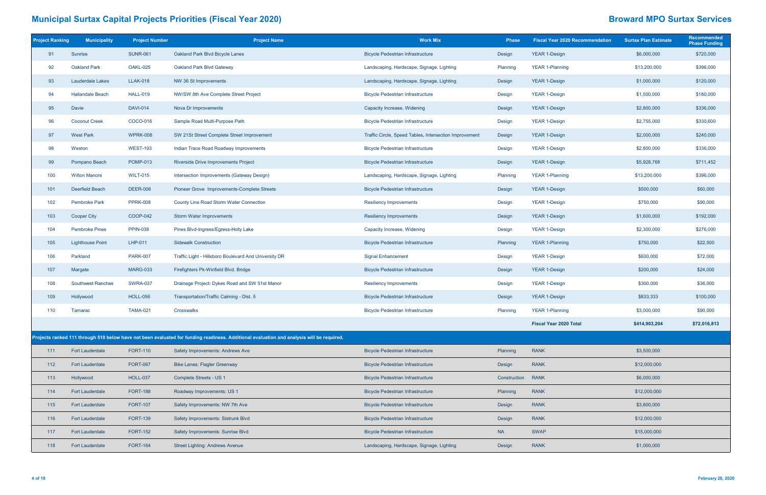# Municipal Surtax Capital Projects Priorities (Fiscal Year 2020)

## Broward MPO Surtax Services

| Project Ranking | Municipality | Project Number | Project Name | Work Mix | Phase | Fiscal Year 2020 Recommendation | Surtax Plan Estimate | Recommended Phase Funding |
|---|---|---|---|---|---|---|---|---|
| 91 | Sunrise | SUNR-061 | Oakland Park Blvd Bicycle Lanes | Bicycle Pedestrian Infrastructure | Design | YEAR 1-Design | $6,000,000 | $720,000 |
| 92 | Oakland Park | OAKL-025 | Oakland Park Blvd Gateway | Landscaping, Hardscape, Signage, Lighting | Planning | YEAR 1-Planning | $13,200,000 | $396,000 |
| 93 | Lauderdale Lakes | LLAK-018 | NW 36 St Improvements | Landscaping, Hardscape, Signage, Lighting | Design | YEAR 1-Design | $1,000,000 | $120,000 |
| 94 | Hallandale Beach | HALL-019 | NW/SW 8th Ave Complete Street Project | Bicycle Pedestrian Infrastructure | Design | YEAR 1-Design | $1,500,000 | $180,000 |
| 95 | Davie | DAVI-014 | Nova Dr Improvements | Capacity Increase, Widening | Design | YEAR 1-Design | $2,800,000 | $336,000 |
| 96 | Coconut Creek | COCO-016 | Sample Road Multi-Purpose Path | Bicycle Pedestrian Infrastructure | Design | YEAR 1-Design | $2,755,000 | $330,600 |
| 97 | West Park | WPRK-008 | SW 21St Street Complete Street Improvement | Traffic Circle, Speed Tables, Intersection Improvement | Design | YEAR 1-Design | $2,000,000 | $240,000 |
| 98 | Weston | WEST-193 | Indian Trace Road Roadway Improvements | Bicycle Pedestrian Infrastructure | Design | YEAR 1-Design | $2,800,000 | $336,000 |
| 99 | Pompano Beach | POMP-013 | Riverside Drive Improvements Project | Bicycle Pedestrian Infrastructure | Design | YEAR 1-Design | $5,928,768 | $711,452 |
| 100 | Wilton Manors | WILT-015 | Intersection Improvements (Gateway Design) | Landscaping, Hardscape, Signage, Lighting | Planning | YEAR 1-Planning | $13,200,000 | $396,000 |
| 101 | Deerfield Beach | DEER-006 | Pioneer Grove Improvements-Complete Streets | Bicycle Pedestrian Infrastructure | Design | YEAR 1-Design | $500,000 | $60,000 |
| 102 | Pembroke Park | PPRK-008 | County Line Road Storm Water Connection | Resiliency Improvements | Design | YEAR 1-Design | $750,000 | $90,000 |
| 103 | Cooper City | COOP-042 | Storm Water Improvements | Resiliency Improvements | Design | YEAR 1-Design | $1,600,000 | $192,000 |
| 104 | Pembroke Pines | PPIN-038 | Pines Blvd-Ingress/Egress-Holly Lake | Capacity Increase, Widening | Design | YEAR 1-Design | $2,300,000 | $276,000 |
| 105 | Lighthouse Point | LHP-011 | Sidewalk Construction | Bicycle Pedestrian Infrastructure | Planning | YEAR 1-Planning | $750,000 | $22,500 |
| 106 | Parkland | PARK-007 | Traffic Light - Hillsboro Boulevard And University DR | Signal Enhancement | Design | YEAR 1-Design | $600,000 | $72,000 |
| 107 | Margate | MARG-033 | Firefighters Pk-Winfield Blvd. Bridge | Bicycle Pedestrian Infrastructure | Design | YEAR 1-Design | $200,000 | $24,000 |
| 108 | Southwest Ranches | SWRA-037 | Drainage Project: Dykes Road and SW 51st Manor | Resiliency Improvements | Design | YEAR 1-Design | $300,000 | $36,000 |
| 109 | Hollywood | HOLL-056 | Transportation/Traffic Calming - Dist. 5 | Bicycle Pedestrian Infrastructure | Design | YEAR 1-Design | $833,333 | $100,000 |
| 110 | Tamarac | TAMA-021 | Crosswalks | Bicycle Pedestrian Infrastructure | Planning | YEAR 1-Planning | $3,000,000 | $90,000 |
| | | | | | | **Fiscal Year 2020 Total** | **$414,903,204** | **$72,016,813** |
| **Projects ranked 111 through 510 below have not been evaluated for funding readiness. Additional evaluation and analysis will be required.** | | | | | | | | |
| 111 | Fort Lauderdale | FORT-110 | Safety Improvements: Andrews Ave | Bicycle Pedestrian Infrastructure | Planning | RANK | $3,500,000 | |
| 112 | Fort Lauderdale | FORT-067 | Bike Lanes: Flagler Greenway | Bicycle Pedestrian Infrastructure | Design | RANK | $12,000,000 | |
| 113 | Hollywood | HOLL-037 | Complete Streets - US 1 | Bicycle Pedestrian Infrastructure | Construction | RANK | $6,000,000 | |
| 114 | Fort Lauderdale | FORT-188 | Roadway Improvements: US 1 | Bicycle Pedestrian Infrastructure | Planning | RANK | $12,000,000 | |
| 115 | Fort Lauderdale | FORT-107 | Safety Improvements: NW 7th Ave | Bicycle Pedestrian Infrastructure | Design | RANK | $3,800,000 | |
| 116 | Fort Lauderdale | FORT-139 | Safety Improvements: Sistrunk Blvd | Bicycle Pedestrian Infrastructure | Design | RANK | $12,000,000 | |
| 117 | Fort Lauderdale | FORT-152 | Safety Improvements: Sunrise Blvd | Bicycle Pedestrian Infrastructure | NA | SWAP | $15,000,000 | |
| 118 | Fort Lauderdale | FORT-164 | Street Lighting: Andrews Avenue | Landscaping, Hardscape, Signage, Lighting | Design | RANK | $1,000,000 | |

February 28, 2020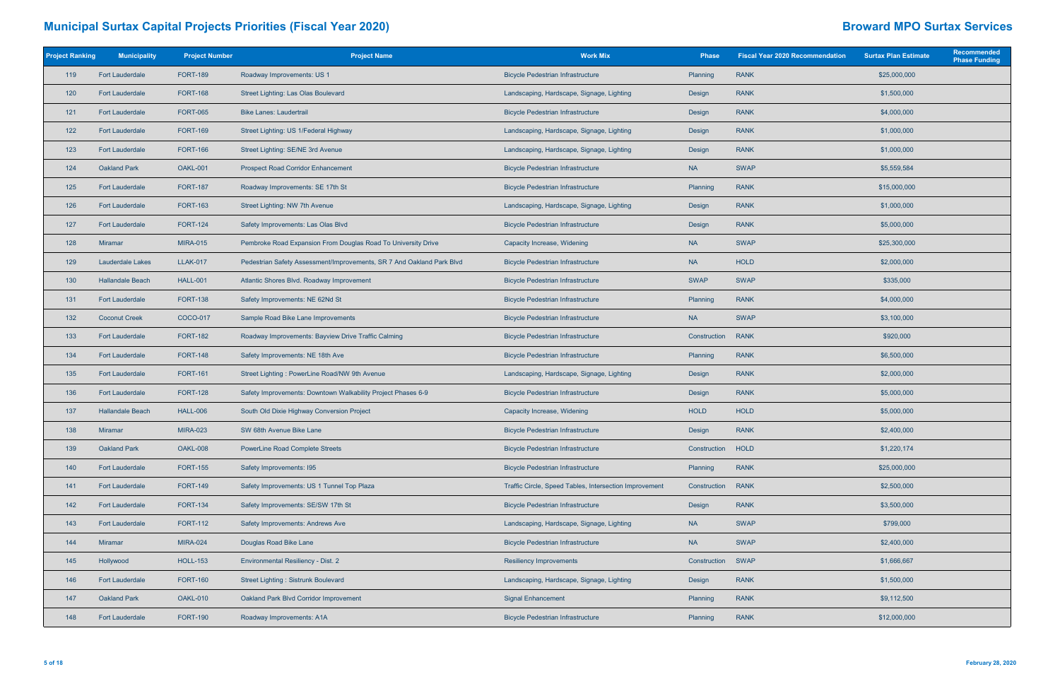# Municipal Surtax Capital Projects Priorities (Fiscal Year 2020)

## Broward MPO Surtax Services

| Project Ranking | Municipality | Project Number | Project Name | Work Mix | Phase | Fiscal Year 2020 Recommendation | Surtax Plan Estimate | Recommended Phase Funding |
|---|---|---|---|---|---|---|---|---|
| 119 | Fort Lauderdale | FORT-189 | Roadway Improvements: US 1 | Bicycle Pedestrian Infrastructure | Planning | RANK | $25,000,000 | |
| 120 | Fort Lauderdale | FORT-168 | Street Lighting: Las Olas Boulevard | Landscaping, Hardscape, Signage, Lighting | Design | RANK | $1,500,000 | |
| 121 | Fort Lauderdale | FORT-065 | Bike Lanes: Laudertrail | Bicycle Pedestrian Infrastructure | Design | RANK | $4,000,000 | |
| 122 | Fort Lauderdale | FORT-169 | Street Lighting: US 1/Federal Highway | Landscaping, Hardscape, Signage, Lighting | Design | RANK | $1,000,000 | |
| 123 | Fort Lauderdale | FORT-166 | Street Lighting: SE/NE 3rd Avenue | Landscaping, Hardscape, Signage, Lighting | Design | RANK | $1,000,000 | |
| 124 | Oakland Park | OAKL-001 | Prospect Road Corridor Enhancement | Bicycle Pedestrian Infrastructure | NA | SWAP | $5,559,584 | |
| 125 | Fort Lauderdale | FORT-187 | Roadway Improvements: SE 17th St | Bicycle Pedestrian Infrastructure | Planning | RANK | $15,000,000 | |
| 126 | Fort Lauderdale | FORT-163 | Street Lighting: NW 7th Avenue | Landscaping, Hardscape, Signage, Lighting | Design | RANK | $1,000,000 | |
| 127 | Fort Lauderdale | FORT-124 | Safety Improvements: Las Olas Blvd | Bicycle Pedestrian Infrastructure | Design | RANK | $5,000,000 | |
| 128 | Miramar | MIRA-015 | Pembroke Road Expansion From Douglas Road To University Drive | Capacity Increase, Widening | NA | SWAP | $25,300,000 | |
| 129 | Lauderdale Lakes | LLAK-017 | Pedestrian Safety Assessment/Improvements, SR 7 And Oakland Park Blvd | Bicycle Pedestrian Infrastructure | NA | HOLD | $2,000,000 | |
| 130 | Hallandale Beach | HALL-001 | Atlantic Shores Blvd. Roadway Improvement | Bicycle Pedestrian Infrastructure | SWAP | SWAP | $335,000 | |
| 131 | Fort Lauderdale | FORT-138 | Safety Improvements: NE 62Nd St | Bicycle Pedestrian Infrastructure | Planning | RANK | $4,000,000 | |
| 132 | Coconut Creek | COCO-017 | Sample Road Bike Lane Improvements | Bicycle Pedestrian Infrastructure | NA | SWAP | $3,100,000 | |
| 133 | Fort Lauderdale | FORT-182 | Roadway Improvements: Bayview Drive Traffic Calming | Bicycle Pedestrian Infrastructure | Construction | RANK | $920,000 | |
| 134 | Fort Lauderdale | FORT-148 | Safety Improvements: NE 18th Ave | Bicycle Pedestrian Infrastructure | Planning | RANK | $6,500,000 | |
| 135 | Fort Lauderdale | FORT-161 | Street Lighting : PowerLine Road/NW 9th Avenue | Landscaping, Hardscape, Signage, Lighting | Design | RANK | $2,000,000 | |
| 136 | Fort Lauderdale | FORT-128 | Safety Improvements: Downtown Walkability Project Phases 6-9 | Bicycle Pedestrian Infrastructure | Design | RANK | $5,000,000 | |
| 137 | Hallandale Beach | HALL-006 | South Old Dixie Highway Conversion Project | Capacity Increase, Widening | HOLD | HOLD | $5,000,000 | |
| 138 | Miramar | MIRA-023 | SW 68th Avenue Bike Lane | Bicycle Pedestrian Infrastructure | Design | RANK | $2,400,000 | |
| 139 | Oakland Park | OAKL-008 | PowerLine Road Complete Streets | Bicycle Pedestrian Infrastructure | Construction | HOLD | $1,220,174 | |
| 140 | Fort Lauderdale | FORT-155 | Safety Improvements: I95 | Bicycle Pedestrian Infrastructure | Planning | RANK | $25,000,000 | |
| 141 | Fort Lauderdale | FORT-149 | Safety Improvements: US 1 Tunnel Top Plaza | Traffic Circle, Speed Tables, Intersection Improvement | Construction | RANK | $2,500,000 | |
| 142 | Fort Lauderdale | FORT-134 | Safety Improvements: SE/SW 17th St | Bicycle Pedestrian Infrastructure | Design | RANK | $3,500,000 | |
| 143 | Fort Lauderdale | FORT-112 | Safety Improvements: Andrews Ave | Landscaping, Hardscape, Signage, Lighting | NA | SWAP | $799,000 | |
| 144 | Miramar | MIRA-024 | Douglas Road Bike Lane | Bicycle Pedestrian Infrastructure | NA | SWAP | $2,400,000 | |
| 145 | Hollywood | HOLL-153 | Environmental Resiliency - Dist. 2 | Resiliency Improvements | Construction | SWAP | $1,666,667 | |
| 146 | Fort Lauderdale | FORT-160 | Street Lighting : Sistrunk Boulevard | Landscaping, Hardscape, Signage, Lighting | Design | RANK | $1,500,000 | |
| 147 | Oakland Park | OAKL-010 | Oakland Park Blvd Corridor Improvement | Signal Enhancement | Planning | RANK | $9,112,500 | |
| 148 | Fort Lauderdale | FORT-190 | Roadway Improvements: A1A | Bicycle Pedestrian Infrastructure | Planning | RANK | $12,000,000 | |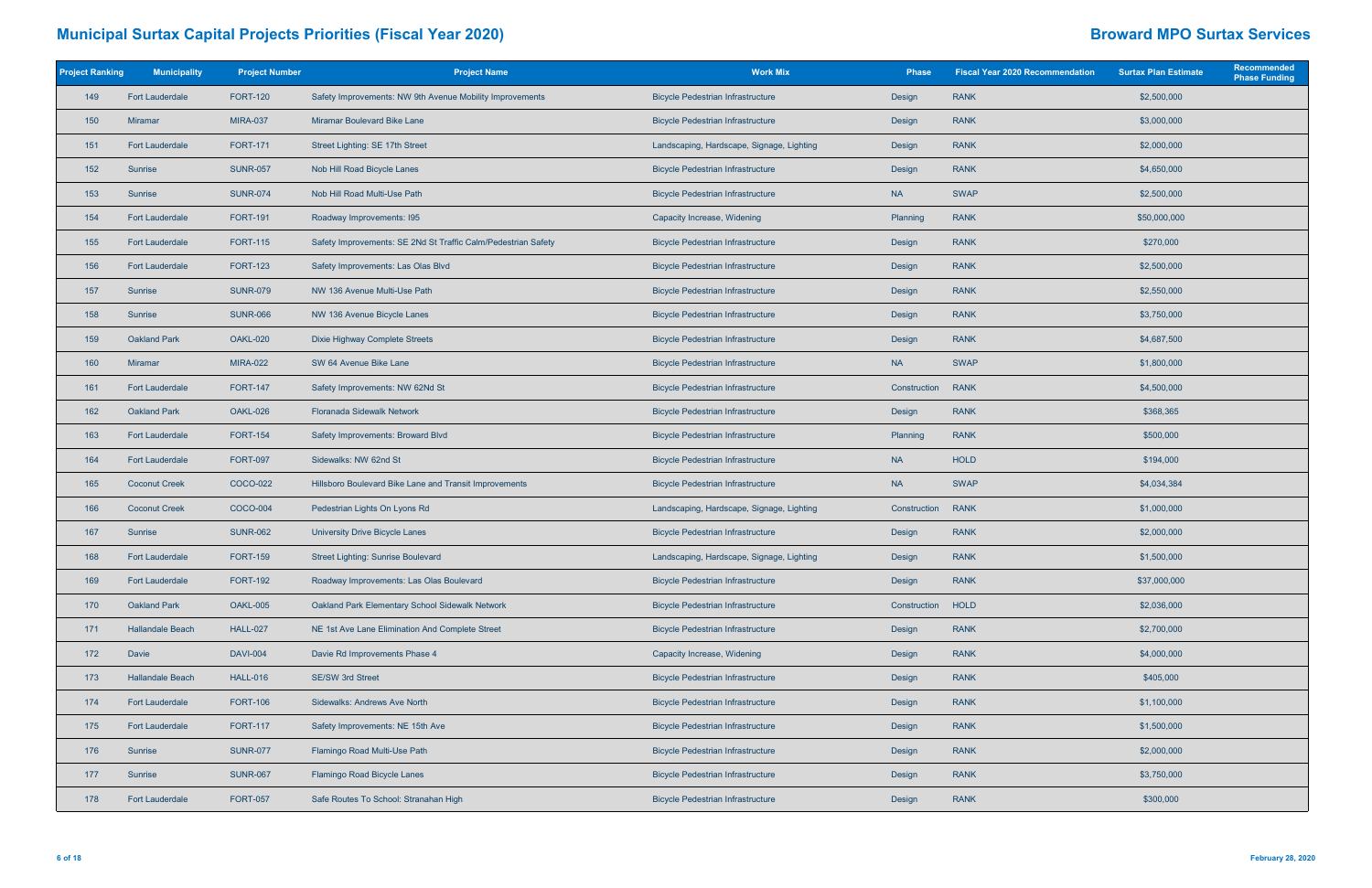# Municipal Surtax Capital Projects Priorities (Fiscal Year 2020)

## Broward MPO Surtax Services

| Project Ranking | Municipality | Project Number | Project Name | Work Mix | Phase | Fiscal Year 2020 Recommendation | Surtax Plan Estimate | Recommended Phase Funding |
|---|---|---|---|---|---|---|---|---|
| 149 | Fort Lauderdale | FORT-120 | Safety Improvements: NW 9th Avenue Mobility Improvements | Bicycle Pedestrian Infrastructure | Design | RANK | $2,500,000 | |
| 150 | Miramar | MIRA-037 | Miramar Boulevard Bike Lane | Bicycle Pedestrian Infrastructure | Design | RANK | $3,000,000 | |
| 151 | Fort Lauderdale | FORT-171 | Street Lighting: SE 17th Street | Landscaping, Hardscape, Signage, Lighting | Design | RANK | $2,000,000 | |
| 152 | Sunrise | SUNR-057 | Nob Hill Road Bicycle Lanes | Bicycle Pedestrian Infrastructure | Design | RANK | $4,650,000 | |
| 153 | Sunrise | SUNR-074 | Nob Hill Road Multi-Use Path | Bicycle Pedestrian Infrastructure | NA | SWAP | $2,500,000 | |
| 154 | Fort Lauderdale | FORT-191 | Roadway Improvements: I95 | Capacity Increase, Widening | Planning | RANK | $50,000,000 | |
| 155 | Fort Lauderdale | FORT-115 | Safety Improvements: SE 2Nd St Traffic Calm/Pedestrian Safety | Bicycle Pedestrian Infrastructure | Design | RANK | $270,000 | |
| 156 | Fort Lauderdale | FORT-123 | Safety Improvements: Las Olas Blvd | Bicycle Pedestrian Infrastructure | Design | RANK | $2,500,000 | |
| 157 | Sunrise | SUNR-079 | NW 136 Avenue Multi-Use Path | Bicycle Pedestrian Infrastructure | Design | RANK | $2,550,000 | |
| 158 | Sunrise | SUNR-066 | NW 136 Avenue Bicycle Lanes | Bicycle Pedestrian Infrastructure | Design | RANK | $3,750,000 | |
| 159 | Oakland Park | OAKL-020 | Dixie Highway Complete Streets | Bicycle Pedestrian Infrastructure | Design | RANK | $4,687,500 | |
| 160 | Miramar | MIRA-022 | SW 64 Avenue Bike Lane | Bicycle Pedestrian Infrastructure | NA | SWAP | $1,800,000 | |
| 161 | Fort Lauderdale | FORT-147 | Safety Improvements: NW 62Nd St | Bicycle Pedestrian Infrastructure | Construction | RANK | $4,500,000 | |
| 162 | Oakland Park | OAKL-026 | Floranada Sidewalk Network | Bicycle Pedestrian Infrastructure | Design | RANK | $368,365 | |
| 163 | Fort Lauderdale | FORT-154 | Safety Improvements: Broward Blvd | Bicycle Pedestrian Infrastructure | Planning | RANK | $500,000 | |
| 164 | Fort Lauderdale | FORT-097 | Sidewalks: NW 62nd St | Bicycle Pedestrian Infrastructure | NA | HOLD | $194,000 | |
| 165 | Coconut Creek | COCO-022 | Hillsboro Boulevard Bike Lane and Transit Improvements | Bicycle Pedestrian Infrastructure | NA | SWAP | $4,034,384 | |
| 166 | Coconut Creek | COCO-004 | Pedestrian Lights On Lyons Rd | Landscaping, Hardscape, Signage, Lighting | Construction | RANK | $1,000,000 | |
| 167 | Sunrise | SUNR-062 | University Drive Bicycle Lanes | Bicycle Pedestrian Infrastructure | Design | RANK | $2,000,000 | |
| 168 | Fort Lauderdale | FORT-159 | Street Lighting: Sunrise Boulevard | Landscaping, Hardscape, Signage, Lighting | Design | RANK | $1,500,000 | |
| 169 | Fort Lauderdale | FORT-192 | Roadway Improvements: Las Olas Boulevard | Bicycle Pedestrian Infrastructure | Design | RANK | $37,000,000 | |
| 170 | Oakland Park | OAKL-005 | Oakland Park Elementary School Sidewalk Network | Bicycle Pedestrian Infrastructure | Construction | HOLD | $2,036,000 | |
| 171 | Hallandale Beach | HALL-027 | NE 1st Ave Lane Elimination And Complete Street | Bicycle Pedestrian Infrastructure | Design | RANK | $2,700,000 | |
| 172 | Davie | DAVI-004 | Davie Rd Improvements Phase 4 | Capacity Increase, Widening | Design | RANK | $4,000,000 | |
| 173 | Hallandale Beach | HALL-016 | SE/SW 3rd Street | Bicycle Pedestrian Infrastructure | Design | RANK | $405,000 | |
| 174 | Fort Lauderdale | FORT-106 | Sidewalks: Andrews Ave North | Bicycle Pedestrian Infrastructure | Design | RANK | $1,100,000 | |
| 175 | Fort Lauderdale | FORT-117 | Safety Improvements: NE 15th Ave | Bicycle Pedestrian Infrastructure | Design | RANK | $1,500,000 | |
| 176 | Sunrise | SUNR-077 | Flamingo Road Multi-Use Path | Bicycle Pedestrian Infrastructure | Design | RANK | $2,000,000 | |
| 177 | Sunrise | SUNR-067 | Flamingo Road Bicycle Lanes | Bicycle Pedestrian Infrastructure | Design | RANK | $3,750,000 | |
| 178 | Fort Lauderdale | FORT-057 | Safe Routes To School: Stranahan High | Bicycle Pedestrian Infrastructure | Design | RANK | $300,000 | |

February 28, 2020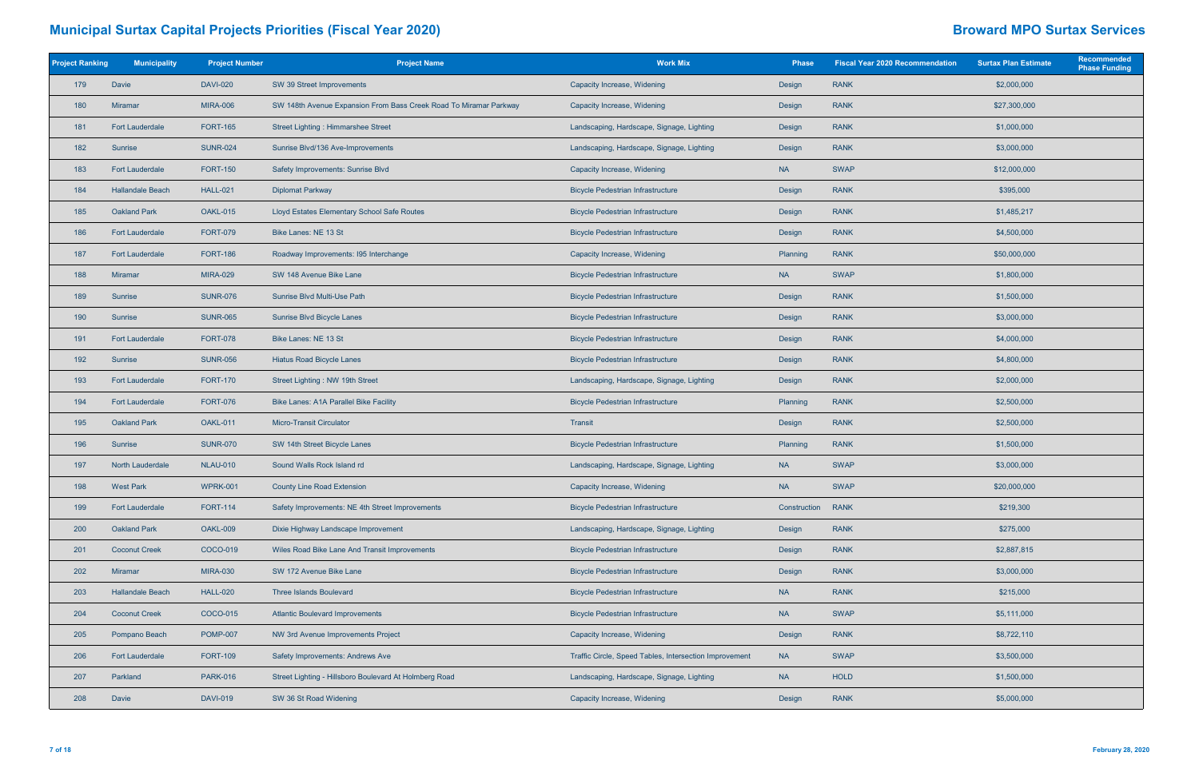# Municipal Surtax Capital Projects Priorities (Fiscal Year 2020)

## Broward MPO Surtax Services

| Project Ranking | Municipality | Project Number | Project Name | Work Mix | Phase | Fiscal Year 2020 Recommendation | Surtax Plan Estimate | Recommended Phase Funding |
|---|---|---|---|---|---|---|---|---|
| 179 | Davie | DAVI-020 | SW 39 Street Improvements | Capacity Increase, Widening | Design | RANK | $2,000,000 | |
| 180 | Miramar | MIRA-006 | SW 148th Avenue Expansion From Bass Creek Road To Miramar Parkway | Capacity Increase, Widening | Design | RANK | $27,300,000 | |
| 181 | Fort Lauderdale | FORT-165 | Street Lighting : Himmarshee Street | Landscaping, Hardscape, Signage, Lighting | Design | RANK | $1,000,000 | |
| 182 | Sunrise | SUNR-024 | Sunrise Blvd/136 Ave-Improvements | Landscaping, Hardscape, Signage, Lighting | Design | RANK | $3,000,000 | |
| 183 | Fort Lauderdale | FORT-150 | Safety Improvements: Sunrise Blvd | Capacity Increase, Widening | NA | SWAP | $12,000,000 | |
| 184 | Hallandale Beach | HALL-021 | Diplomat Parkway | Bicycle Pedestrian Infrastructure | Design | RANK | $395,000 | |
| 185 | Oakland Park | OAKL-015 | Lloyd Estates Elementary School Safe Routes | Bicycle Pedestrian Infrastructure | Design | RANK | $1,485,217 | |
| 186 | Fort Lauderdale | FORT-079 | Bike Lanes: NE 13 St | Bicycle Pedestrian Infrastructure | Design | RANK | $4,500,000 | |
| 187 | Fort Lauderdale | FORT-186 | Roadway Improvements: I95 Interchange | Capacity Increase, Widening | Planning | RANK | $50,000,000 | |
| 188 | Miramar | MIRA-029 | SW 148 Avenue Bike Lane | Bicycle Pedestrian Infrastructure | NA | SWAP | $1,800,000 | |
| 189 | Sunrise | SUNR-076 | Sunrise Blvd Multi-Use Path | Bicycle Pedestrian Infrastructure | Design | RANK | $1,500,000 | |
| 190 | Sunrise | SUNR-065 | Sunrise Blvd Bicycle Lanes | Bicycle Pedestrian Infrastructure | Design | RANK | $3,000,000 | |
| 191 | Fort Lauderdale | FORT-078 | Bike Lanes: NE 13 St | Bicycle Pedestrian Infrastructure | Design | RANK | $4,000,000 | |
| 192 | Sunrise | SUNR-056 | Hiatus Road Bicycle Lanes | Bicycle Pedestrian Infrastructure | Design | RANK | $4,800,000 | |
| 193 | Fort Lauderdale | FORT-170 | Street Lighting : NW 19th Street | Landscaping, Hardscape, Signage, Lighting | Design | RANK | $2,000,000 | |
| 194 | Fort Lauderdale | FORT-076 | Bike Lanes: A1A Parallel Bike Facility | Bicycle Pedestrian Infrastructure | Planning | RANK | $2,500,000 | |
| 195 | Oakland Park | OAKL-011 | Micro-Transit Circulator | Transit | Design | RANK | $2,500,000 | |
| 196 | Sunrise | SUNR-070 | SW 14th Street Bicycle Lanes | Bicycle Pedestrian Infrastructure | Planning | RANK | $1,500,000 | |
| 197 | North Lauderdale | NLAU-010 | Sound Walls Rock Island rd | Landscaping, Hardscape, Signage, Lighting | NA | SWAP | $3,000,000 | |
| 198 | West Park | WPRK-001 | County Line Road Extension | Capacity Increase, Widening | NA | SWAP | $20,000,000 | |
| 199 | Fort Lauderdale | FORT-114 | Safety Improvements: NE 4th Street Improvements | Bicycle Pedestrian Infrastructure | Construction | RANK | $219,300 | |
| 200 | Oakland Park | OAKL-009 | Dixie Highway Landscape Improvement | Landscaping, Hardscape, Signage, Lighting | Design | RANK | $275,000 | |
| 201 | Coconut Creek | COCO-019 | Wiles Road Bike Lane And Transit Improvements | Bicycle Pedestrian Infrastructure | Design | RANK | $2,887,815 | |
| 202 | Miramar | MIRA-030 | SW 172 Avenue Bike Lane | Bicycle Pedestrian Infrastructure | Design | RANK | $3,000,000 | |
| 203 | Hallandale Beach | HALL-020 | Three Islands Boulevard | Bicycle Pedestrian Infrastructure | NA | RANK | $215,000 | |
| 204 | Coconut Creek | COCO-015 | Atlantic Boulevard Improvements | Bicycle Pedestrian Infrastructure | NA | SWAP | $5,111,000 | |
| 205 | Pompano Beach | POMP-007 | NW 3rd Avenue Improvements Project | Capacity Increase, Widening | Design | RANK | $8,722,110 | |
| 206 | Fort Lauderdale | FORT-109 | Safety Improvements: Andrews Ave | Traffic Circle, Speed Tables, Intersection Improvement | NA | SWAP | $3,500,000 | |
| 207 | Parkland | PARK-016 | Street Lighting - Hillsboro Boulevard At Holmberg Road | Landscaping, Hardscape, Signage, Lighting | NA | HOLD | $1,500,000 | |
| 208 | Davie | DAVI-019 | SW 36 St Road Widening | Capacity Increase, Widening | Design | RANK | $5,000,000 | |

February 28, 2020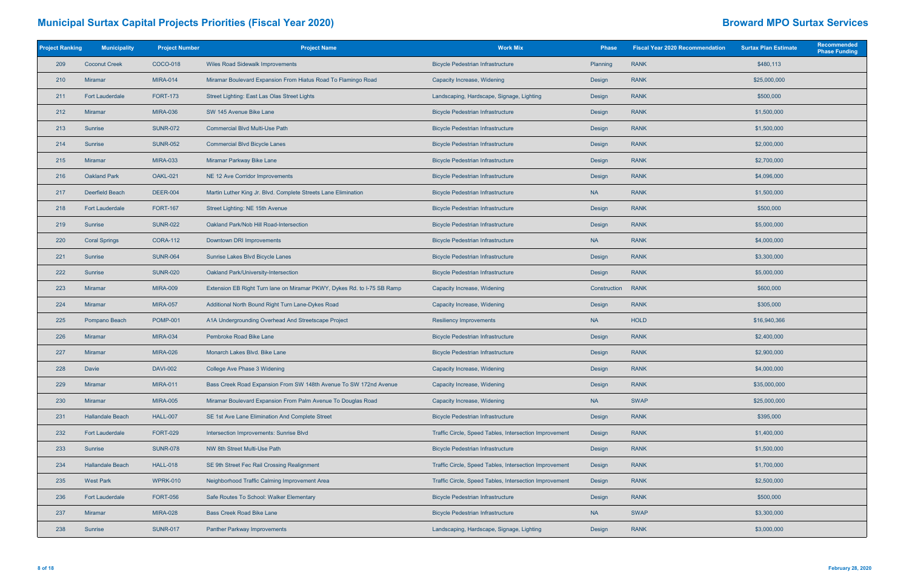# Municipal Surtax Capital Projects Priorities (Fiscal Year 2020)

## Broward MPO Surtax Services

| Project Ranking | Municipality | Project Number | Project Name | Work Mix | Phase | Fiscal Year 2020 Recommendation | Surtax Plan Estimate | Recommended Phase Funding |
|---|---|---|---|---|---|---|---|---|
| 209 | Coconut Creek | COCO-018 | Wiles Road Sidewalk Improvements | Bicycle Pedestrian Infrastructure | Planning | RANK | $480,113 | |
| 210 | Miramar | MIRA-014 | Miramar Boulevard Expansion From Hiatus Road To Flamingo Road | Capacity Increase, Widening | Design | RANK | $25,000,000 | |
| 211 | Fort Lauderdale | FORT-173 | Street Lighting: East Las Olas Street Lights | Landscaping, Hardscape, Signage, Lighting | Design | RANK | $500,000 | |
| 212 | Miramar | MIRA-036 | SW 145 Avenue Bike Lane | Bicycle Pedestrian Infrastructure | Design | RANK | $1,500,000 | |
| 213 | Sunrise | SUNR-072 | Commercial Blvd Multi-Use Path | Bicycle Pedestrian Infrastructure | Design | RANK | $1,500,000 | |
| 214 | Sunrise | SUNR-052 | Commercial Blvd Bicycle Lanes | Bicycle Pedestrian Infrastructure | Design | RANK | $2,000,000 | |
| 215 | Miramar | MIRA-033 | Miramar Parkway Bike Lane | Bicycle Pedestrian Infrastructure | Design | RANK | $2,700,000 | |
| 216 | Oakland Park | OAKL-021 | NE 12 Ave Corridor Improvements | Bicycle Pedestrian Infrastructure | Design | RANK | $4,096,000 | |
| 217 | Deerfield Beach | DEER-004 | Martin Luther King Jr. Blvd. Complete Streets Lane Elimination | Bicycle Pedestrian Infrastructure | NA | RANK | $1,500,000 | |
| 218 | Fort Lauderdale | FORT-167 | Street Lighting: NE 15th Avenue | Bicycle Pedestrian Infrastructure | Design | RANK | $500,000 | |
| 219 | Sunrise | SUNR-022 | Oakland Park/Nob Hill Road-Intersection | Bicycle Pedestrian Infrastructure | Design | RANK | $5,000,000 | |
| 220 | Coral Springs | CORA-112 | Downtown DRI Improvements | Bicycle Pedestrian Infrastructure | NA | RANK | $4,000,000 | |
| 221 | Sunrise | SUNR-064 | Sunrise Lakes Blvd Bicycle Lanes | Bicycle Pedestrian Infrastructure | Design | RANK | $3,300,000 | |
| 222 | Sunrise | SUNR-020 | Oakland Park/University-Intersection | Bicycle Pedestrian Infrastructure | Design | RANK | $5,000,000 | |
| 223 | Miramar | MIRA-009 | Extension EB Right Turn lane on Miramar PKWY, Dykes Rd. to I-75 SB Ramp | Capacity Increase, Widening | Construction | RANK | $600,000 | |
| 224 | Miramar | MIRA-057 | Additional North Bound Right Turn Lane-Dykes Road | Capacity Increase, Widening | Design | RANK | $305,000 | |
| 225 | Pompano Beach | POMP-001 | A1A Undergrounding Overhead And Streetscape Project | Resiliency Improvements | NA | HOLD | $16,940,366 | |
| 226 | Miramar | MIRA-034 | Pembroke Road Bike Lane | Bicycle Pedestrian Infrastructure | Design | RANK | $2,400,000 | |
| 227 | Miramar | MIRA-026 | Monarch Lakes Blvd. Bike Lane | Bicycle Pedestrian Infrastructure | Design | RANK | $2,900,000 | |
| 228 | Davie | DAVI-002 | College Ave Phase 3 Widening | Capacity Increase, Widening | Design | RANK | $4,000,000 | |
| 229 | Miramar | MIRA-011 | Bass Creek Road Expansion From SW 148th Avenue To SW 172nd Avenue | Capacity Increase, Widening | Design | RANK | $35,000,000 | |
| 230 | Miramar | MIRA-005 | Miramar Boulevard Expansion From Palm Avenue To Douglas Road | Capacity Increase, Widening | NA | SWAP | $25,000,000 | |
| 231 | Hallandale Beach | HALL-007 | SE 1st Ave Lane Elimination And Complete Street | Bicycle Pedestrian Infrastructure | Design | RANK | $395,000 | |
| 232 | Fort Lauderdale | FORT-029 | Intersection Improvements: Sunrise Blvd | Traffic Circle, Speed Tables, Intersection Improvement | Design | RANK | $1,400,000 | |
| 233 | Sunrise | SUNR-078 | NW 8th Street Multi-Use Path | Bicycle Pedestrian Infrastructure | Design | RANK | $1,500,000 | |
| 234 | Hallandale Beach | HALL-018 | SE 9th Street Fec Rail Crossing Realignment | Traffic Circle, Speed Tables, Intersection Improvement | Design | RANK | $1,700,000 | |
| 235 | West Park | WPRK-010 | Neighborhood Traffic Calming Improvement Area | Traffic Circle, Speed Tables, Intersection Improvement | Design | RANK | $2,500,000 | |
| 236 | Fort Lauderdale | FORT-056 | Safe Routes To School: Walker Elementary | Bicycle Pedestrian Infrastructure | Design | RANK | $500,000 | |
| 237 | Miramar | MIRA-028 | Bass Creek Road Bike Lane | Bicycle Pedestrian Infrastructure | NA | SWAP | $3,300,000 | |
| 238 | Sunrise | SUNR-017 | Panther Parkway Improvements | Landscaping, Hardscape, Signage, Lighting | Design | RANK | $3,000,000 | |

February 28, 2020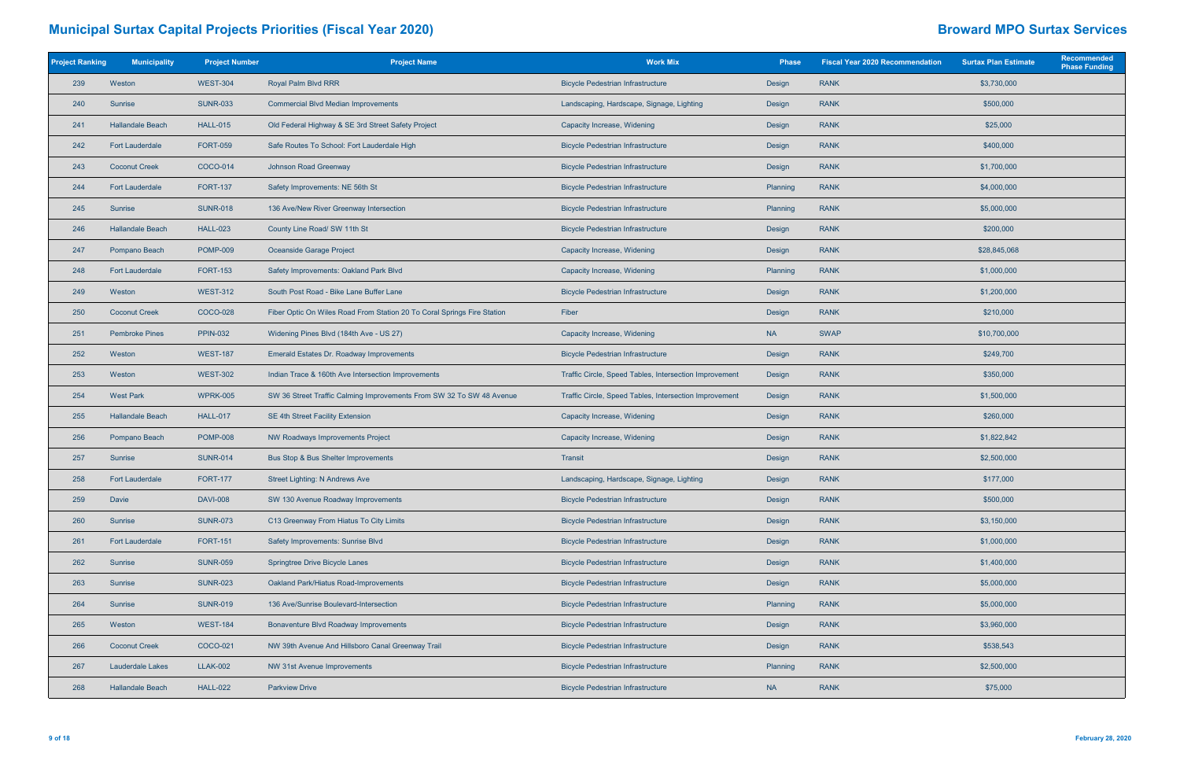# Municipal Surtax Capital Projects Priorities (Fiscal Year 2020)

# Broward MPO Surtax Services

| Project Ranking | Municipality | Project Number | Project Name | Work Mix | Phase | Fiscal Year 2020 Recommendation | Surtax Plan Estimate | Recommended Phase Funding |
|---|---|---|---|---|---|---|---|---|
| 239 | Weston | WEST-304 | Royal Palm Blvd RRR | Bicycle Pedestrian Infrastructure | Design | RANK | $3,730,000 | |
| 240 | Sunrise | SUNR-033 | Commercial Blvd Median Improvements | Landscaping, Hardscape, Signage, Lighting | Design | RANK | $500,000 | |
| 241 | Hallandale Beach | HALL-015 | Old Federal Highway & SE 3rd Street Safety Project | Capacity Increase, Widening | Design | RANK | $25,000 | |
| 242 | Fort Lauderdale | FORT-059 | Safe Routes To School: Fort Lauderdale High | Bicycle Pedestrian Infrastructure | Design | RANK | $400,000 | |
| 243 | Coconut Creek | COCO-014 | Johnson Road Greenway | Bicycle Pedestrian Infrastructure | Design | RANK | $1,700,000 | |
| 244 | Fort Lauderdale | FORT-137 | Safety Improvements: NE 56th St | Bicycle Pedestrian Infrastructure | Planning | RANK | $4,000,000 | |
| 245 | Sunrise | SUNR-018 | 136 Ave/New River Greenway Intersection | Bicycle Pedestrian Infrastructure | Planning | RANK | $5,000,000 | |
| 246 | Hallandale Beach | HALL-023 | County Line Road/ SW 11th St | Bicycle Pedestrian Infrastructure | Design | RANK | $200,000 | |
| 247 | Pompano Beach | POMP-009 | Oceanside Garage Project | Capacity Increase, Widening | Design | RANK | $28,845,068 | |
| 248 | Fort Lauderdale | FORT-153 | Safety Improvements: Oakland Park Blvd | Capacity Increase, Widening | Planning | RANK | $1,000,000 | |
| 249 | Weston | WEST-312 | South Post Road - Bike Lane Buffer Lane | Bicycle Pedestrian Infrastructure | Design | RANK | $1,200,000 | |
| 250 | Coconut Creek | COCO-028 | Fiber Optic On Wiles Road From Station 20 To Coral Springs Fire Station | Fiber | Design | RANK | $210,000 | |
| 251 | Pembroke Pines | PPIN-032 | Widening Pines Blvd (184th Ave - US 27) | Capacity Increase, Widening | NA | SWAP | $10,700,000 | |
| 252 | Weston | WEST-187 | Emerald Estates Dr. Roadway Improvements | Bicycle Pedestrian Infrastructure | Design | RANK | $249,700 | |
| 253 | Weston | WEST-302 | Indian Trace & 160th Ave Intersection Improvements | Traffic Circle, Speed Tables, Intersection Improvement | Design | RANK | $350,000 | |
| 254 | West Park | WPRK-005 | SW 36 Street Traffic Calming Improvements From SW 32 To SW 48 Avenue | Traffic Circle, Speed Tables, Intersection Improvement | Design | RANK | $1,500,000 | |
| 255 | Hallandale Beach | HALL-017 | SE 4th Street Facility Extension | Capacity Increase, Widening | Design | RANK | $260,000 | |
| 256 | Pompano Beach | POMP-008 | NW Roadways Improvements Project | Capacity Increase, Widening | Design | RANK | $1,822,842 | |
| 257 | Sunrise | SUNR-014 | Bus Stop & Bus Shelter Improvements | Transit | Design | RANK | $2,500,000 | |
| 258 | Fort Lauderdale | FORT-177 | Street Lighting: N Andrews Ave | Landscaping, Hardscape, Signage, Lighting | Design | RANK | $177,000 | |
| 259 | Davie | DAVI-008 | SW 130 Avenue Roadway Improvements | Bicycle Pedestrian Infrastructure | Design | RANK | $500,000 | |
| 260 | Sunrise | SUNR-073 | C13 Greenway From Hiatus To City Limits | Bicycle Pedestrian Infrastructure | Design | RANK | $3,150,000 | |
| 261 | Fort Lauderdale | FORT-151 | Safety Improvements: Sunrise Blvd | Bicycle Pedestrian Infrastructure | Design | RANK | $1,000,000 | |
| 262 | Sunrise | SUNR-059 | Springtree Drive Bicycle Lanes | Bicycle Pedestrian Infrastructure | Design | RANK | $1,400,000 | |
| 263 | Sunrise | SUNR-023 | Oakland Park/Hiatus Road-Improvements | Bicycle Pedestrian Infrastructure | Design | RANK | $5,000,000 | |
| 264 | Sunrise | SUNR-019 | 136 Ave/Sunrise Boulevard-Intersection | Bicycle Pedestrian Infrastructure | Planning | RANK | $5,000,000 | |
| 265 | Weston | WEST-184 | Bonaventure Blvd Roadway Improvements | Bicycle Pedestrian Infrastructure | Design | RANK | $3,960,000 | |
| 266 | Coconut Creek | COCO-021 | NW 39th Avenue And Hillsboro Canal Greenway Trail | Bicycle Pedestrian Infrastructure | Design | RANK | $538,543 | |
| 267 | Lauderdale Lakes | LLAK-002 | NW 31st Avenue Improvements | Bicycle Pedestrian Infrastructure | Planning | RANK | $2,500,000 | |
| 268 | Hallandale Beach | HALL-022 | Parkview Drive | Bicycle Pedestrian Infrastructure | NA | RANK | $75,000 | |

February 28, 2020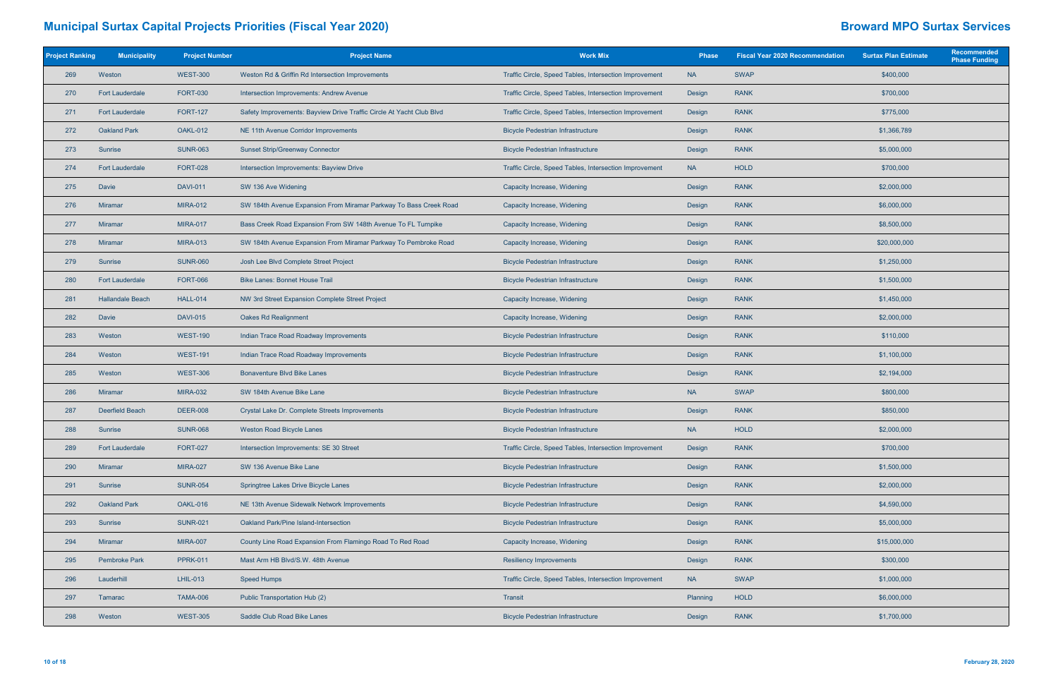# Municipal Surtax Capital Projects Priorities (Fiscal Year 2020)

## Broward MPO Surtax Services

| Project Ranking | Municipality | Project Number | Project Name | Work Mix | Phase | Fiscal Year 2020 Recommendation | Surtax Plan Estimate | Recommended Phase Funding |
|---|---|---|---|---|---|---|---|---|
| 269 | Weston | WEST-300 | Weston Rd & Griffin Rd Intersection Improvements | Traffic Circle, Speed Tables, Intersection Improvement | NA | SWAP | $400,000 | |
| 270 | Fort Lauderdale | FORT-030 | Intersection Improvements: Andrew Avenue | Traffic Circle, Speed Tables, Intersection Improvement | Design | RANK | $700,000 | |
| 271 | Fort Lauderdale | FORT-127 | Safety Improvements: Bayview Drive Traffic Circle At Yacht Club Blvd | Traffic Circle, Speed Tables, Intersection Improvement | Design | RANK | $775,000 | |
| 272 | Oakland Park | OAKL-012 | NE 11th Avenue Corridor Improvements | Bicycle Pedestrian Infrastructure | Design | RANK | $1,366,789 | |
| 273 | Sunrise | SUNR-063 | Sunset Strip/Greenway Connector | Bicycle Pedestrian Infrastructure | Design | RANK | $5,000,000 | |
| 274 | Fort Lauderdale | FORT-028 | Intersection Improvements: Bayview Drive | Traffic Circle, Speed Tables, Intersection Improvement | NA | HOLD | $700,000 | |
| 275 | Davie | DAVI-011 | SW 136 Ave Widening | Capacity Increase, Widening | Design | RANK | $2,000,000 | |
| 276 | Miramar | MIRA-012 | SW 184th Avenue Expansion From Miramar Parkway To Bass Creek Road | Capacity Increase, Widening | Design | RANK | $6,000,000 | |
| 277 | Miramar | MIRA-017 | Bass Creek Road Expansion From SW 148th Avenue To FL Turnpike | Capacity Increase, Widening | Design | RANK | $8,500,000 | |
| 278 | Miramar | MIRA-013 | SW 184th Avenue Expansion From Miramar Parkway To Pembroke Road | Capacity Increase, Widening | Design | RANK | $20,000,000 | |
| 279 | Sunrise | SUNR-060 | Josh Lee Blvd Complete Street Project | Bicycle Pedestrian Infrastructure | Design | RANK | $1,250,000 | |
| 280 | Fort Lauderdale | FORT-066 | Bike Lanes: Bonnet House Trail | Bicycle Pedestrian Infrastructure | Design | RANK | $1,500,000 | |
| 281 | Hallandale Beach | HALL-014 | NW 3rd Street Expansion Complete Street Project | Capacity Increase, Widening | Design | RANK | $1,450,000 | |
| 282 | Davie | DAVI-015 | Oakes Rd Realignment | Capacity Increase, Widening | Design | RANK | $2,000,000 | |
| 283 | Weston | WEST-190 | Indian Trace Road Roadway Improvements | Bicycle Pedestrian Infrastructure | Design | RANK | $110,000 | |
| 284 | Weston | WEST-191 | Indian Trace Road Roadway Improvements | Bicycle Pedestrian Infrastructure | Design | RANK | $1,100,000 | |
| 285 | Weston | WEST-306 | Bonaventure Blvd Bike Lanes | Bicycle Pedestrian Infrastructure | Design | RANK | $2,194,000 | |
| 286 | Miramar | MIRA-032 | SW 184th Avenue Bike Lane | Bicycle Pedestrian Infrastructure | NA | SWAP | $800,000 | |
| 287 | Deerfield Beach | DEER-008 | Crystal Lake Dr. Complete Streets Improvements | Bicycle Pedestrian Infrastructure | Design | RANK | $850,000 | |
| 288 | Sunrise | SUNR-068 | Weston Road Bicycle Lanes | Bicycle Pedestrian Infrastructure | NA | HOLD | $2,000,000 | |
| 289 | Fort Lauderdale | FORT-027 | Intersection Improvements: SE 30 Street | Traffic Circle, Speed Tables, Intersection Improvement | Design | RANK | $700,000 | |
| 290 | Miramar | MIRA-027 | SW 136 Avenue Bike Lane | Bicycle Pedestrian Infrastructure | Design | RANK | $1,500,000 | |
| 291 | Sunrise | SUNR-054 | Springtree Lakes Drive Bicycle Lanes | Bicycle Pedestrian Infrastructure | Design | RANK | $2,000,000 | |
| 292 | Oakland Park | OAKL-016 | NE 13th Avenue Sidewalk Network Improvements | Bicycle Pedestrian Infrastructure | Design | RANK | $4,590,000 | |
| 293 | Sunrise | SUNR-021 | Oakland Park/Pine Island-Intersection | Bicycle Pedestrian Infrastructure | Design | RANK | $5,000,000 | |
| 294 | Miramar | MIRA-007 | County Line Road Expansion From Flamingo Road To Red Road | Capacity Increase, Widening | Design | RANK | $15,000,000 | |
| 295 | Pembroke Park | PPRK-011 | Mast Arm HB Blvd/S.W. 48th Avenue | Resiliency Improvements | Design | RANK | $300,000 | |
| 296 | Lauderhill | LHIL-013 | Speed Humps | Traffic Circle, Speed Tables, Intersection Improvement | NA | SWAP | $1,000,000 | |
| 297 | Tamarac | TAMA-006 | Public Transportation Hub (2) | Transit | Planning | HOLD | $6,000,000 | |
| 298 | Weston | WEST-305 | Saddle Club Road Bike Lanes | Bicycle Pedestrian Infrastructure | Design | RANK | $1,700,000 | |

February 28, 2020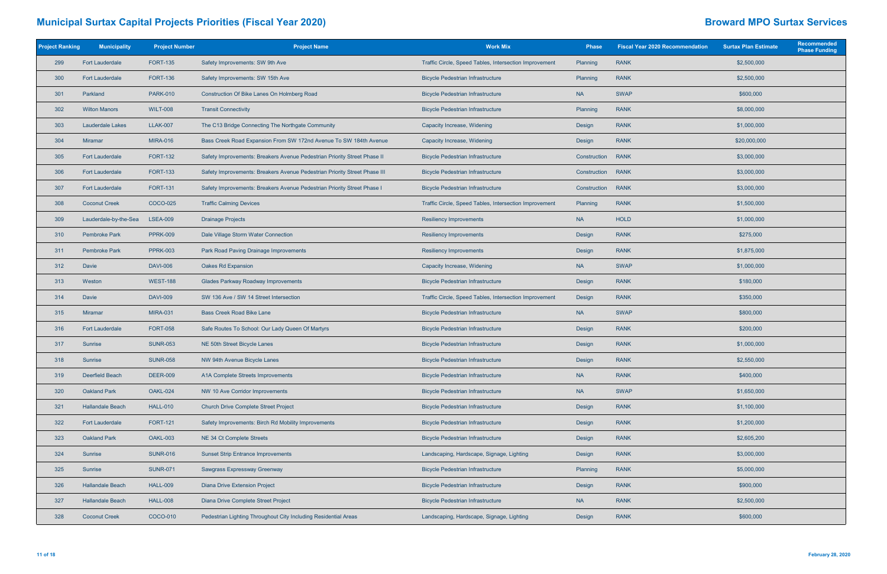# Municipal Surtax Capital Projects Priorities (Fiscal Year 2020)

## Broward MPO Surtax Services

| Project Ranking | Municipality | Project Number | Project Name | Work Mix | Phase | Fiscal Year 2020 Recommendation | Surtax Plan Estimate | Recommended Phase Funding |
|---|---|---|---|---|---|---|---|---|
| 299 | Fort Lauderdale | FORT-135 | Safety Improvements: SW 9th Ave | Traffic Circle, Speed Tables, Intersection Improvement | Planning | RANK | $2,500,000 | |
| 300 | Fort Lauderdale | FORT-136 | Safety Improvements: SW 15th Ave | Bicycle Pedestrian Infrastructure | Planning | RANK | $2,500,000 | |
| 301 | Parkland | PARK-010 | Construction Of Bike Lanes On Holmberg Road | Bicycle Pedestrian Infrastructure | NA | SWAP | $600,000 | |
| 302 | Wilton Manors | WILT-008 | Transit Connectivity | Bicycle Pedestrian Infrastructure | Planning | RANK | $8,000,000 | |
| 303 | Lauderdale Lakes | LLAK-007 | The C13 Bridge Connecting The Northgate Community | Capacity Increase, Widening | Design | RANK | $1,000,000 | |
| 304 | Miramar | MIRA-016 | Bass Creek Road Expansion From SW 172nd Avenue To SW 184th Avenue | Capacity Increase, Widening | Design | RANK | $20,000,000 | |
| 305 | Fort Lauderdale | FORT-132 | Safety Improvements: Breakers Avenue Pedestrian Priority Street Phase II | Bicycle Pedestrian Infrastructure | Construction | RANK | $3,000,000 | |
| 306 | Fort Lauderdale | FORT-133 | Safety Improvements: Breakers Avenue Pedestrian Priority Street Phase III | Bicycle Pedestrian Infrastructure | Construction | RANK | $3,000,000 | |
| 307 | Fort Lauderdale | FORT-131 | Safety Improvements: Breakers Avenue Pedestrian Priority Street Phase I | Bicycle Pedestrian Infrastructure | Construction | RANK | $3,000,000 | |
| 308 | Coconut Creek | COCO-025 | Traffic Calming Devices | Traffic Circle, Speed Tables, Intersection Improvement | Planning | RANK | $1,500,000 | |
| 309 | Lauderdale-by-the-Sea | LSEA-009 | Drainage Projects | Resiliency Improvements | NA | HOLD | $1,000,000 | |
| 310 | Pembroke Park | PPRK-009 | Dale Village Storm Water Connection | Resiliency Improvements | Design | RANK | $275,000 | |
| 311 | Pembroke Park | PPRK-003 | Park Road Paving Drainage Improvements | Resiliency Improvements | Design | RANK | $1,875,000 | |
| 312 | Davie | DAVI-006 | Oakes Rd Expansion | Capacity Increase, Widening | NA | SWAP | $1,000,000 | |
| 313 | Weston | WEST-188 | Glades Parkway Roadway Improvements | Bicycle Pedestrian Infrastructure | Design | RANK | $180,000 | |
| 314 | Davie | DAVI-009 | SW 136 Ave / SW 14 Street Intersection | Traffic Circle, Speed Tables, Intersection Improvement | Design | RANK | $350,000 | |
| 315 | Miramar | MIRA-031 | Bass Creek Road Bike Lane | Bicycle Pedestrian Infrastructure | NA | SWAP | $800,000 | |
| 316 | Fort Lauderdale | FORT-058 | Safe Routes To School: Our Lady Queen Of Martyrs | Bicycle Pedestrian Infrastructure | Design | RANK | $200,000 | |
| 317 | Sunrise | SUNR-053 | NE 50th Street Bicycle Lanes | Bicycle Pedestrian Infrastructure | Design | RANK | $1,000,000 | |
| 318 | Sunrise | SUNR-058 | NW 94th Avenue Bicycle Lanes | Bicycle Pedestrian Infrastructure | Design | RANK | $2,550,000 | |
| 319 | Deerfield Beach | DEER-009 | A1A Complete Streets Improvements | Bicycle Pedestrian Infrastructure | NA | RANK | $400,000 | |
| 320 | Oakland Park | OAKL-024 | NW 10 Ave Corridor Improvements | Bicycle Pedestrian Infrastructure | NA | SWAP | $1,650,000 | |
| 321 | Hallandale Beach | HALL-010 | Church Drive Complete Street Project | Bicycle Pedestrian Infrastructure | Design | RANK | $1,100,000 | |
| 322 | Fort Lauderdale | FORT-121 | Safety Improvements: Birch Rd Mobility Improvements | Bicycle Pedestrian Infrastructure | Design | RANK | $1,200,000 | |
| 323 | Oakland Park | OAKL-003 | NE 34 Ct Complete Streets | Bicycle Pedestrian Infrastructure | Design | RANK | $2,605,200 | |
| 324 | Sunrise | SUNR-016 | Sunset Strip Entrance Improvements | Landscaping, Hardscape, Signage, Lighting | Design | RANK | $3,000,000 | |
| 325 | Sunrise | SUNR-071 | Sawgrass Expressway Greenway | Bicycle Pedestrian Infrastructure | Planning | RANK | $5,000,000 | |
| 326 | Hallandale Beach | HALL-009 | Diana Drive Extension Project | Bicycle Pedestrian Infrastructure | Design | RANK | $900,000 | |
| 327 | Hallandale Beach | HALL-008 | Diana Drive Complete Street Project | Bicycle Pedestrian Infrastructure | NA | RANK | $2,500,000 | |
| 328 | Coconut Creek | COCO-010 | Pedestrian Lighting Throughout City Including Residential Areas | Landscaping, Hardscape, Signage, Lighting | Design | RANK | $600,000 | |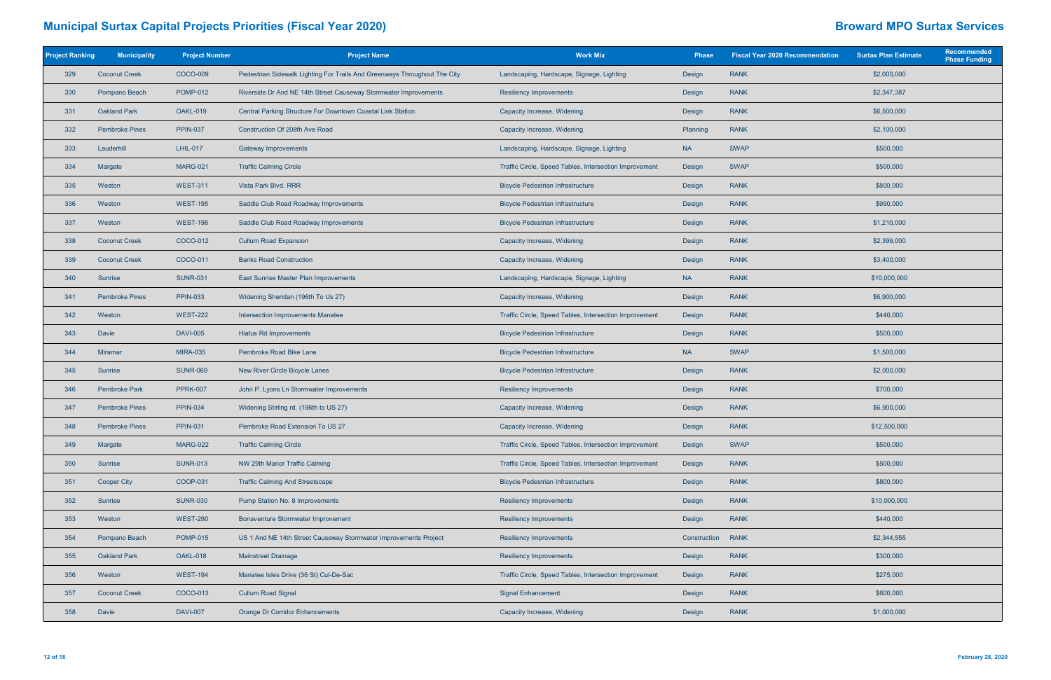# Municipal Surtax Capital Projects Priorities (Fiscal Year 2020)

## Broward MPO Surtax Services

| Project Ranking | Municipality | Project Number | Project Name | Work Mix | Phase | Fiscal Year 2020 Recommendation | Surtax Plan Estimate | Recommended Phase Funding |
|---|---|---|---|---|---|---|---|---|
| 329 | Coconut Creek | COCO-009 | Pedestrian Sidewalk Lighting For Trails And Greenways Throughout The City | Landscaping, Hardscape, Signage, Lighting | Design | RANK | $2,000,000 | |
| 330 | Pompano Beach | POMP-012 | Riverside Dr And NE 14th Street Causeway Stormwater Improvements | Resiliency Improvements | Design | RANK | $2,347,387 | |
| 331 | Oakland Park | OAKL-019 | Central Parking Structure For Downtown Coastal Link Station | Capacity Increase, Widening | Design | RANK | $6,500,000 | |
| 332 | Pembroke Pines | PPIN-037 | Construction Of 208th Ave Road | Capacity Increase, Widening | Planning | RANK | $2,100,000 | |
| 333 | Lauderhill | LHIL-017 | Gateway Improvements | Landscaping, Hardscape, Signage, Lighting | NA | SWAP | $500,000 | |
| 334 | Margate | MARG-021 | Traffic Calming Circle | Traffic Circle, Speed Tables, Intersection Improvement | Design | SWAP | $500,000 | |
| 335 | Weston | WEST-311 | Vista Park Blvd. RRR | Bicycle Pedestrian Infrastructure | Design | RANK | $800,000 | |
| 336 | Weston | WEST-195 | Saddle Club Road Roadway Improvements | Bicycle Pedestrian Infrastructure | Design | RANK | $990,000 | |
| 337 | Weston | WEST-196 | Saddle Club Road Roadway Improvements | Bicycle Pedestrian Infrastructure | Design | RANK | $1,210,000 | |
| 338 | Coconut Creek | COCO-012 | Cullum Road Expansion | Capacity Increase, Widening | Design | RANK | $2,399,000 | |
| 339 | Coconut Creek | COCO-011 | Banks Road Construction | Capacity Increase, Widening | Design | RANK | $3,400,000 | |
| 340 | Sunrise | SUNR-031 | East Sunrise Master Plan Improvements | Landscaping, Hardscape, Signage, Lighting | NA | RANK | $10,000,000 | |
| 341 | Pembroke Pines | PPIN-033 | Widening Sheridan (196th To Us 27) | Capacity Increase, Widening | Design | RANK | $6,900,000 | |
| 342 | Weston | WEST-222 | Intersection Improvements Manatee | Traffic Circle, Speed Tables, Intersection Improvement | Design | RANK | $440,000 | |
| 343 | Davie | DAVI-005 | Hiatus Rd Improvements | Bicycle Pedestrian Infrastructure | Design | RANK | $500,000 | |
| 344 | Miramar | MIRA-035 | Pembroke Road Bike Lane | Bicycle Pedestrian Infrastructure | NA | SWAP | $1,500,000 | |
| 345 | Sunrise | SUNR-069 | New River Circle Bicycle Lanes | Bicycle Pedestrian Infrastructure | Design | RANK | $2,000,000 | |
| 346 | Pembroke Park | PPRK-007 | John P. Lyons Ln Stormwater Improvements | Resiliency Improvements | Design | RANK | $700,000 | |
| 347 | Pembroke Pines | PPIN-034 | Widening Stirling rd. (196th to US 27) | Capacity Increase, Widening | Design | RANK | $6,900,000 | |
| 348 | Pembroke Pines | PPIN-031 | Pembroke Road Extension To US 27 | Capacity Increase, Widening | Design | RANK | $12,500,000 | |
| 349 | Margate | MARG-022 | Traffic Calming Circle | Traffic Circle, Speed Tables, Intersection Improvement | Design | SWAP | $500,000 | |
| 350 | Sunrise | SUNR-013 | NW 29th Manor Traffic Calming | Traffic Circle, Speed Tables, Intersection Improvement | Design | RANK | $500,000 | |
| 351 | Cooper City | COOP-031 | Traffic Calming And Streetscape | Bicycle Pedestrian Infrastructure | Design | RANK | $800,000 | |
| 352 | Sunrise | SUNR-030 | Pump Station No. 8 Improvements | Resiliency Improvements | Design | RANK | $10,000,000 | |
| 353 | Weston | WEST-290 | Bonaventure Stormwater Improvement | Resiliency Improvements | Design | RANK | $440,000 | |
| 354 | Pompano Beach | POMP-015 | US 1 And NE 14th Street Causeway Stormwater Improvements Project | Resiliency Improvements | Construction | RANK | $2,344,555 | |
| 355 | Oakland Park | OAKL-018 | Mainstreet Drainage | Resiliency Improvements | Design | RANK | $300,000 | |
| 356 | Weston | WEST-194 | Manatee Isles Drive (36 St) Cul-De-Sac | Traffic Circle, Speed Tables, Intersection Improvement | Design | RANK | $275,000 | |
| 357 | Coconut Creek | COCO-013 | Cullum Road Signal | Signal Enhancement | Design | RANK | $600,000 | |
| 358 | Davie | DAVI-007 | Orange Dr Corridor Enhancements | Capacity Increase, Widening | Design | RANK | $1,000,000 | |

February 28, 2020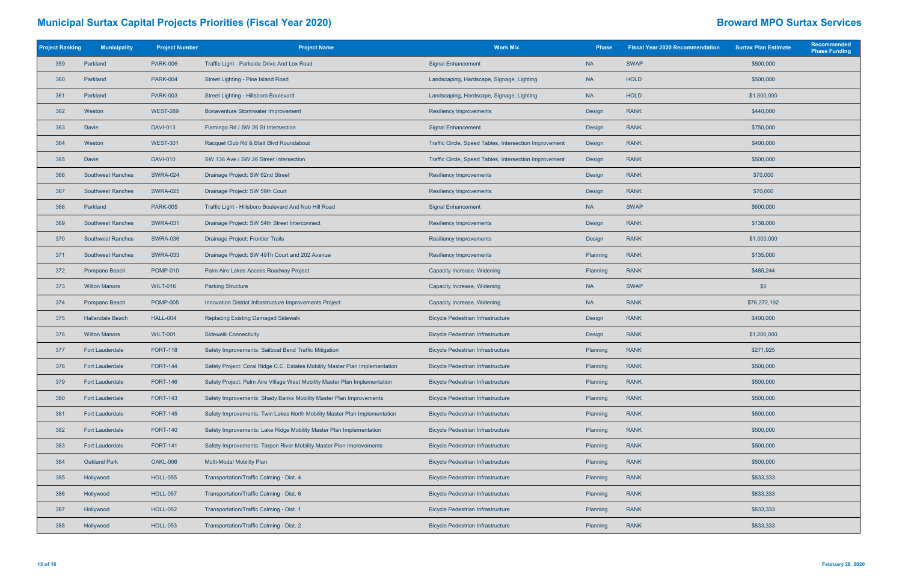# Municipal Surtax Capital Projects Priorities (Fiscal Year 2020)

## Broward MPO Surtax Services

| Project Ranking | Municipality | Project Number | Project Name | Work Mix | Phase | Fiscal Year 2020 Recommendation | Surtax Plan Estimate | Recommended Phase Funding |
|---|---|---|---|---|---|---|---|---|
| 359 | Parkland | PARK-006 | Traffic Light - Parkside Drive And Lox Road | Signal Enhancement | NA | SWAP | $500,000 | |
| 360 | Parkland | PARK-004 | Street Lighting - Pine Island Road | Landscaping, Hardscape, Signage, Lighting | NA | HOLD | $500,000 | |
| 361 | Parkland | PARK-003 | Street Lighting - Hillsboro Boulevard | Landscaping, Hardscape, Signage, Lighting | NA | HOLD | $1,500,000 | |
| 362 | Weston | WEST-289 | Bonaventure Stormwater Improvement | Resiliency Improvements | Design | RANK | $440,000 | |
| 363 | Davie | DAVI-013 | Flamingo Rd / SW 26 St Intersection | Signal Enhancement | Design | RANK | $750,000 | |
| 364 | Weston | WEST-301 | Racquet Club Rd & Blatt Blvd Roundabout | Traffic Circle, Speed Tables, Intersection Improvement | Design | RANK | $400,000 | |
| 365 | Davie | DAVI-010 | SW 136 Ave / SW 26 Street Intersection | Traffic Circle, Speed Tables, Intersection Improvement | Design | RANK | $500,000 | |
| 366 | Southwest Ranches | SWRA-024 | Drainage Project: SW 62nd Street | Resiliency Improvements | Design | RANK | $70,000 | |
| 367 | Southwest Ranches | SWRA-025 | Drainage Project: SW 59th Court | Resiliency Improvements | Design | RANK | $70,000 | |
| 368 | Parkland | PARK-005 | Traffic Light - Hillsboro Boulevard And Nob Hill Road | Signal Enhancement | NA | SWAP | $600,000 | |
| 369 | Southwest Ranches | SWRA-031 | Drainage Project: SW 54th Street Interconnect | Resiliency Improvements | Design | RANK | $138,000 | |
| 370 | Southwest Ranches | SWRA-036 | Drainage Project: Frontier Trails | Resiliency Improvements | Design | RANK | $1,000,000 | |
| 371 | Southwest Ranches | SWRA-033 | Drainage Project: SW 49Th Court and 202 Avenue | Resiliency Improvements | Planning | RANK | $135,000 | |
| 372 | Pompano Beach | POMP-010 | Palm Aire Lakes Access Roadway Project | Capacity Increase, Widening | Planning | RANK | $485,244 | |
| 373 | Wilton Manors | WILT-016 | Parking Structure | Capacity Increase, Widening | NA | SWAP | $0 | |
| 374 | Pompano Beach | POMP-005 | Innovation District Infrastructure Improvements Project | Capacity Increase, Widening | NA | RANK | $76,272,192 | |
| 375 | Hallandale Beach | HALL-004 | Replacing Existing Damaged Sidewalk | Bicycle Pedestrian Infrastructure | Design | RANK | $400,000 | |
| 376 | Wilton Manors | WILT-001 | Sidewalk Connectivity | Bicycle Pedestrian Infrastructure | Design | RANK | $1,200,000 | |
| 377 | Fort Lauderdale | FORT-118 | Safety Improvements: Sailboat Bend Traffic Mitigation | Bicycle Pedestrian Infrastructure | Planning | RANK | $271,925 | |
| 378 | Fort Lauderdale | FORT-144 | Safety Project: Coral Ridge C.C. Estates Mobility Master Plan Implementation | Bicycle Pedestrian Infrastructure | Planning | RANK | $500,000 | |
| 379 | Fort Lauderdale | FORT-146 | Safety Project: Palm Aire Village West Mobility Master Plan Implementation | Bicycle Pedestrian Infrastructure | Planning | RANK | $500,000 | |
| 380 | Fort Lauderdale | FORT-143 | Safety Improvements: Shady Banks Mobility Master Plan Improvements | Bicycle Pedestrian Infrastructure | Planning | RANK | $500,000 | |
| 381 | Fort Lauderdale | FORT-145 | Safety Improvements: Twin Lakes North Mobility Master Plan Implementation | Bicycle Pedestrian Infrastructure | Planning | RANK | $500,000 | |
| 382 | Fort Lauderdale | FORT-140 | Safety Improvements: Lake Ridge Mobility Master Plan Implementation | Bicycle Pedestrian Infrastructure | Planning | RANK | $500,000 | |
| 383 | Fort Lauderdale | FORT-141 | Safety Improvements: Tarpon River Mobility Master Plan Improvements | Bicycle Pedestrian Infrastructure | Planning | RANK | $500,000 | |
| 384 | Oakland Park | OAKL-006 | Multi-Modal Mobility Plan | Bicycle Pedestrian Infrastructure | Planning | RANK | $500,000 | |
| 385 | Hollywood | HOLL-055 | Transportation/Traffic Calming - Dist. 4 | Bicycle Pedestrian Infrastructure | Planning | RANK | $833,333 | |
| 386 | Hollywood | HOLL-057 | Transportation/Traffic Calming - Dist. 6 | Bicycle Pedestrian Infrastructure | Planning | RANK | $833,333 | |
| 387 | Hollywood | HOLL-052 | Transportation/Traffic Calming - Dist. 1 | Bicycle Pedestrian Infrastructure | Planning | RANK | $833,333 | |
| 388 | Hollywood | HOLL-053 | Transportation/Traffic Calming - Dist. 2 | Bicycle Pedestrian Infrastructure | Planning | RANK | $833,333 | |

February 28, 2020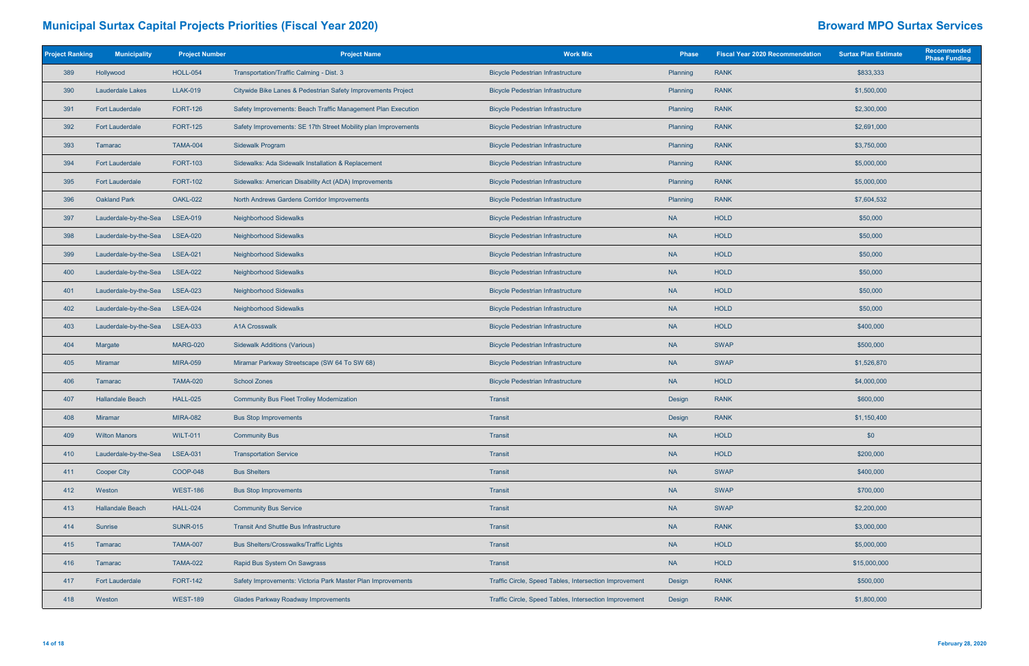# Municipal Surtax Capital Projects Priorities (Fiscal Year 2020)

# Broward MPO Surtax Services

| Project Ranking | Municipality | Project Number | Project Name | Work Mix | Phase | Fiscal Year 2020 Recommendation | Surtax Plan Estimate | Recommended Phase Funding |
|---|---|---|---|---|---|---|---|---|
| 389 | Hollywood | HOLL-054 | Transportation/Traffic Calming - Dist. 3 | Bicycle Pedestrian Infrastructure | Planning | RANK | $833,333 | |
| 390 | Lauderdale Lakes | LLAK-019 | Citywide Bike Lanes & Pedestrian Safety Improvements Project | Bicycle Pedestrian Infrastructure | Planning | RANK | $1,500,000 | |
| 391 | Fort Lauderdale | FORT-126 | Safety Improvements: Beach Traffic Management Plan Execution | Bicycle Pedestrian Infrastructure | Planning | RANK | $2,300,000 | |
| 392 | Fort Lauderdale | FORT-125 | Safety Improvements: SE 17th Street Mobility plan Improvements | Bicycle Pedestrian Infrastructure | Planning | RANK | $2,691,000 | |
| 393 | Tamarac | TAMA-004 | Sidewalk Program | Bicycle Pedestrian Infrastructure | Planning | RANK | $3,750,000 | |
| 394 | Fort Lauderdale | FORT-103 | Sidewalks: Ada Sidewalk Installation & Replacement | Bicycle Pedestrian Infrastructure | Planning | RANK | $5,000,000 | |
| 395 | Fort Lauderdale | FORT-102 | Sidewalks: American Disability Act (ADA) Improvements | Bicycle Pedestrian Infrastructure | Planning | RANK | $5,000,000 | |
| 396 | Oakland Park | OAKL-022 | North Andrews Gardens Corridor Improvements | Bicycle Pedestrian Infrastructure | Planning | RANK | $7,604,532 | |
| 397 | Lauderdale-by-the-Sea | LSEA-019 | Neighborhood Sidewalks | Bicycle Pedestrian Infrastructure | NA | HOLD | $50,000 | |
| 398 | Lauderdale-by-the-Sea | LSEA-020 | Neighborhood Sidewalks | Bicycle Pedestrian Infrastructure | NA | HOLD | $50,000 | |
| 399 | Lauderdale-by-the-Sea | LSEA-021 | Neighborhood Sidewalks | Bicycle Pedestrian Infrastructure | NA | HOLD | $50,000 | |
| 400 | Lauderdale-by-the-Sea | LSEA-022 | Neighborhood Sidewalks | Bicycle Pedestrian Infrastructure | NA | HOLD | $50,000 | |
| 401 | Lauderdale-by-the-Sea | LSEA-023 | Neighborhood Sidewalks | Bicycle Pedestrian Infrastructure | NA | HOLD | $50,000 | |
| 402 | Lauderdale-by-the-Sea | LSEA-024 | Neighborhood Sidewalks | Bicycle Pedestrian Infrastructure | NA | HOLD | $50,000 | |
| 403 | Lauderdale-by-the-Sea | LSEA-033 | A1A Crosswalk | Bicycle Pedestrian Infrastructure | NA | HOLD | $400,000 | |
| 404 | Margate | MARG-020 | Sidewalk Additions (Various) | Bicycle Pedestrian Infrastructure | NA | SWAP | $500,000 | |
| 405 | Miramar | MIRA-059 | Miramar Parkway Streetscape (SW 64 To SW 68) | Bicycle Pedestrian Infrastructure | NA | SWAP | $1,526,870 | |
| 406 | Tamarac | TAMA-020 | School Zones | Bicycle Pedestrian Infrastructure | NA | HOLD | $4,000,000 | |
| 407 | Hallandale Beach | HALL-025 | Community Bus Fleet Trolley Modernization | Transit | Design | RANK | $600,000 | |
| 408 | Miramar | MIRA-082 | Bus Stop Improvements | Transit | Design | RANK | $1,150,400 | |
| 409 | Wilton Manors | WILT-011 | Community Bus | Transit | NA | HOLD | $0 | |
| 410 | Lauderdale-by-the-Sea | LSEA-031 | Transportation Service | Transit | NA | HOLD | $200,000 | |
| 411 | Cooper City | COOP-048 | Bus Shelters | Transit | NA | SWAP | $400,000 | |
| 412 | Weston | WEST-186 | Bus Stop Improvements | Transit | NA | SWAP | $700,000 | |
| 413 | Hallandale Beach | HALL-024 | Community Bus Service | Transit | NA | SWAP | $2,200,000 | |
| 414 | Sunrise | SUNR-015 | Transit And Shuttle Bus Infrastructure | Transit | NA | RANK | $3,000,000 | |
| 415 | Tamarac | TAMA-007 | Bus Shelters/Crosswalks/Traffic Lights | Transit | NA | HOLD | $5,000,000 | |
| 416 | Tamarac | TAMA-022 | Rapid Bus System On Sawgrass | Transit | NA | HOLD | $15,000,000 | |
| 417 | Fort Lauderdale | FORT-142 | Safety Improvements: Victoria Park Master Plan Improvements | Traffic Circle, Speed Tables, Intersection Improvement | Design | RANK | $500,000 | |
| 418 | Weston | WEST-189 | Glades Parkway Roadway Improvements | Traffic Circle, Speed Tables, Intersection Improvement | Design | RANK | $1,800,000 | |

February 28, 2020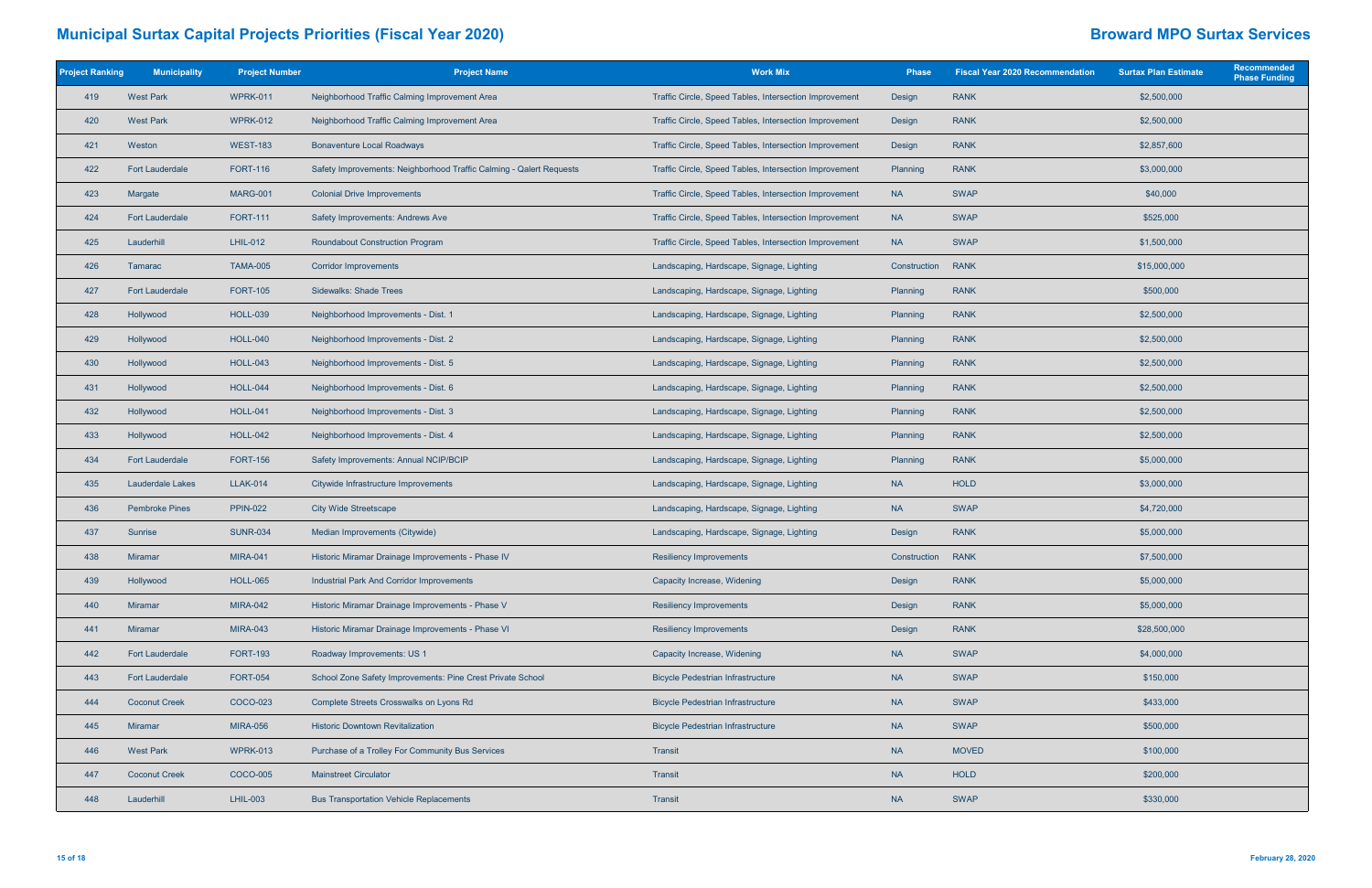# Municipal Surtax Capital Projects Priorities (Fiscal Year 2020)

## Broward MPO Surtax Services

| Project Ranking | Municipality | Project Number | Project Name | Work Mix | Phase | Fiscal Year 2020 Recommendation | Surtax Plan Estimate | Recommended Phase Funding |
|---|---|---|---|---|---|---|---|---|
| 419 | West Park | WPRK-011 | Neighborhood Traffic Calming Improvement Area | Traffic Circle, Speed Tables, Intersection Improvement | Design | RANK | $2,500,000 | |
| 420 | West Park | WPRK-012 | Neighborhood Traffic Calming Improvement Area | Traffic Circle, Speed Tables, Intersection Improvement | Design | RANK | $2,500,000 | |
| 421 | Weston | WEST-183 | Bonaventure Local Roadways | Traffic Circle, Speed Tables, Intersection Improvement | Design | RANK | $2,857,600 | |
| 422 | Fort Lauderdale | FORT-116 | Safety Improvements: Neighborhood Traffic Calming - Qalert Requests | Traffic Circle, Speed Tables, Intersection Improvement | Planning | RANK | $3,000,000 | |
| 423 | Margate | MARG-001 | Colonial Drive Improvements | Traffic Circle, Speed Tables, Intersection Improvement | NA | SWAP | $40,000 | |
| 424 | Fort Lauderdale | FORT-111 | Safety Improvements: Andrews Ave | Traffic Circle, Speed Tables, Intersection Improvement | NA | SWAP | $525,000 | |
| 425 | Lauderhill | LHIL-012 | Roundabout Construction Program | Traffic Circle, Speed Tables, Intersection Improvement | NA | SWAP | $1,500,000 | |
| 426 | Tamarac | TAMA-005 | Corridor Improvements | Landscaping, Hardscape, Signage, Lighting | Construction | RANK | $15,000,000 | |
| 427 | Fort Lauderdale | FORT-105 | Sidewalks: Shade Trees | Landscaping, Hardscape, Signage, Lighting | Planning | RANK | $500,000 | |
| 428 | Hollywood | HOLL-039 | Neighborhood Improvements - Dist. 1 | Landscaping, Hardscape, Signage, Lighting | Planning | RANK | $2,500,000 | |
| 429 | Hollywood | HOLL-040 | Neighborhood Improvements - Dist. 2 | Landscaping, Hardscape, Signage, Lighting | Planning | RANK | $2,500,000 | |
| 430 | Hollywood | HOLL-043 | Neighborhood Improvements - Dist. 5 | Landscaping, Hardscape, Signage, Lighting | Planning | RANK | $2,500,000 | |
| 431 | Hollywood | HOLL-044 | Neighborhood Improvements - Dist. 6 | Landscaping, Hardscape, Signage, Lighting | Planning | RANK | $2,500,000 | |
| 432 | Hollywood | HOLL-041 | Neighborhood Improvements - Dist. 3 | Landscaping, Hardscape, Signage, Lighting | Planning | RANK | $2,500,000 | |
| 433 | Hollywood | HOLL-042 | Neighborhood Improvements - Dist. 4 | Landscaping, Hardscape, Signage, Lighting | Planning | RANK | $2,500,000 | |
| 434 | Fort Lauderdale | FORT-156 | Safety Improvements: Annual NCIP/BCIP | Landscaping, Hardscape, Signage, Lighting | Planning | RANK | $5,000,000 | |
| 435 | Lauderdale Lakes | LLAK-014 | Citywide Infrastructure Improvements | Landscaping, Hardscape, Signage, Lighting | NA | HOLD | $3,000,000 | |
| 436 | Pembroke Pines | PPIN-022 | City Wide Streetscape | Landscaping, Hardscape, Signage, Lighting | NA | SWAP | $4,720,000 | |
| 437 | Sunrise | SUNR-034 | Median Improvements (Citywide) | Landscaping, Hardscape, Signage, Lighting | Design | RANK | $5,000,000 | |
| 438 | Miramar | MIRA-041 | Historic Miramar Drainage Improvements - Phase IV | Resiliency Improvements | Construction | RANK | $7,500,000 | |
| 439 | Hollywood | HOLL-065 | Industrial Park And Corridor Improvements | Capacity Increase, Widening | Design | RANK | $5,000,000 | |
| 440 | Miramar | MIRA-042 | Historic Miramar Drainage Improvements - Phase V | Resiliency Improvements | Design | RANK | $5,000,000 | |
| 441 | Miramar | MIRA-043 | Historic Miramar Drainage Improvements - Phase VI | Resiliency Improvements | Design | RANK | $28,500,000 | |
| 442 | Fort Lauderdale | FORT-193 | Roadway Improvements: US 1 | Capacity Increase, Widening | NA | SWAP | $4,000,000 | |
| 443 | Fort Lauderdale | FORT-054 | School Zone Safety Improvements: Pine Crest Private School | Bicycle Pedestrian Infrastructure | NA | SWAP | $150,000 | |
| 444 | Coconut Creek | COCO-023 | Complete Streets Crosswalks on Lyons Rd | Bicycle Pedestrian Infrastructure | NA | SWAP | $433,000 | |
| 445 | Miramar | MIRA-056 | Historic Downtown Revitalization | Bicycle Pedestrian Infrastructure | NA | SWAP | $500,000 | |
| 446 | West Park | WPRK-013 | Purchase of a Trolley For Community Bus Services | Transit | NA | MOVED | $100,000 | |
| 447 | Coconut Creek | COCO-005 | Mainstreet Circulator | Transit | NA | HOLD | $200,000 | |
| 448 | Lauderhill | LHIL-003 | Bus Transportation Vehicle Replacements | Transit | NA | SWAP | $330,000 | |

February 28, 2020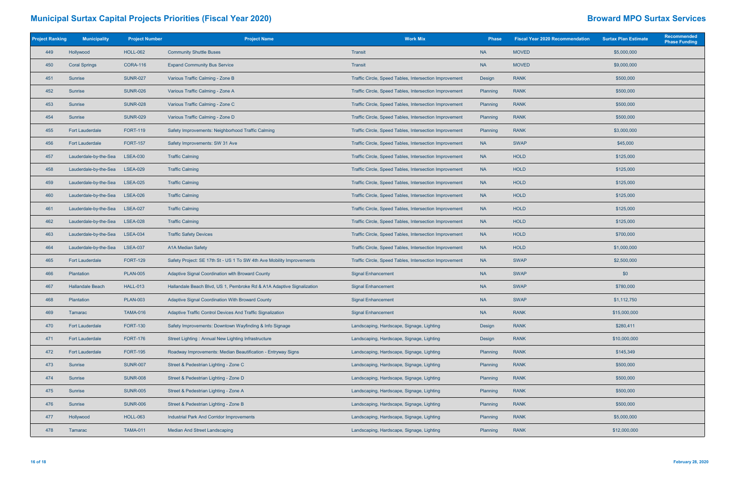# Municipal Surtax Capital Projects Priorities (Fiscal Year 2020)

## Broward MPO Surtax Services

| Project Ranking | Municipality | Project Number | Project Name | Work Mix | Phase | Fiscal Year 2020 Recommendation | Surtax Plan Estimate | Recommended Phase Funding |
|---|---|---|---|---|---|---|---|---|
| 449 | Hollywood | HOLL-062 | Community Shuttle Buses | Transit | NA | MOVED | $5,000,000 | |
| 450 | Coral Springs | CORA-116 | Expand Community Bus Service | Transit | NA | MOVED | $9,000,000 | |
| 451 | Sunrise | SUNR-027 | Various Traffic Calming - Zone B | Traffic Circle, Speed Tables, Intersection Improvement | Design | RANK | $500,000 | |
| 452 | Sunrise | SUNR-026 | Various Traffic Calming - Zone A | Traffic Circle, Speed Tables, Intersection Improvement | Planning | RANK | $500,000 | |
| 453 | Sunrise | SUNR-028 | Various Traffic Calming - Zone C | Traffic Circle, Speed Tables, Intersection Improvement | Planning | RANK | $500,000 | |
| 454 | Sunrise | SUNR-029 | Various Traffic Calming - Zone D | Traffic Circle, Speed Tables, Intersection Improvement | Planning | RANK | $500,000 | |
| 455 | Fort Lauderdale | FORT-119 | Safety Improvements: Neighborhood Traffic Calming | Traffic Circle, Speed Tables, Intersection Improvement | Planning | RANK | $3,000,000 | |
| 456 | Fort Lauderdale | FORT-157 | Safety Improvements: SW 31 Ave | Traffic Circle, Speed Tables, Intersection Improvement | NA | SWAP | $45,000 | |
| 457 | Lauderdale-by-the-Sea | LSEA-030 | Traffic Calming | Traffic Circle, Speed Tables, Intersection Improvement | NA | HOLD | $125,000 | |
| 458 | Lauderdale-by-the-Sea | LSEA-029 | Traffic Calming | Traffic Circle, Speed Tables, Intersection Improvement | NA | HOLD | $125,000 | |
| 459 | Lauderdale-by-the-Sea | LSEA-025 | Traffic Calming | Traffic Circle, Speed Tables, Intersection Improvement | NA | HOLD | $125,000 | |
| 460 | Lauderdale-by-the-Sea | LSEA-026 | Traffic Calming | Traffic Circle, Speed Tables, Intersection Improvement | NA | HOLD | $125,000 | |
| 461 | Lauderdale-by-the-Sea | LSEA-027 | Traffic Calming | Traffic Circle, Speed Tables, Intersection Improvement | NA | HOLD | $125,000 | |
| 462 | Lauderdale-by-the-Sea | LSEA-028 | Traffic Calming | Traffic Circle, Speed Tables, Intersection Improvement | NA | HOLD | $125,000 | |
| 463 | Lauderdale-by-the-Sea | LSEA-034 | Traffic Safety Devices | Traffic Circle, Speed Tables, Intersection Improvement | NA | HOLD | $700,000 | |
| 464 | Lauderdale-by-the-Sea | LSEA-037 | A1A Median Safety | Traffic Circle, Speed Tables, Intersection Improvement | NA | HOLD | $1,000,000 | |
| 465 | Fort Lauderdale | FORT-129 | Safety Project: SE 17th St - US 1 To SW 4th Ave Mobility Improvements | Traffic Circle, Speed Tables, Intersection Improvement | NA | SWAP | $2,500,000 | |
| 466 | Plantation | PLAN-005 | Adaptive Signal Coordination with Broward County | Signal Enhancement | NA | SWAP | $0 | |
| 467 | Hallandale Beach | HALL-013 | Hallandale Beach Blvd, US 1, Pembroke Rd & A1A Adaptive Signalization | Signal Enhancement | NA | SWAP | $780,000 | |
| 468 | Plantation | PLAN-003 | Adaptive Signal Coordination With Broward County | Signal Enhancement | NA | SWAP | $1,112,750 | |
| 469 | Tamarac | TAMA-016 | Adaptive Traffic Control Devices And Traffic Signalization | Signal Enhancement | NA | RANK | $15,000,000 | |
| 470 | Fort Lauderdale | FORT-130 | Safety Improvements: Downtown Wayfinding & Info Signage | Landscaping, Hardscape, Signage, Lighting | Design | RANK | $280,411 | |
| 471 | Fort Lauderdale | FORT-176 | Street Lighting : Annual New Lighting Infrastructure | Landscaping, Hardscape, Signage, Lighting | Design | RANK | $10,000,000 | |
| 472 | Fort Lauderdale | FORT-195 | Roadway Improvements: Median Beautification - Entryway Signs | Landscaping, Hardscape, Signage, Lighting | Planning | RANK | $145,349 | |
| 473 | Sunrise | SUNR-007 | Street & Pedestrian Lighting - Zone C | Landscaping, Hardscape, Signage, Lighting | Planning | RANK | $500,000 | |
| 474 | Sunrise | SUNR-008 | Street & Pedestrian Lighting - Zone D | Landscaping, Hardscape, Signage, Lighting | Planning | RANK | $500,000 | |
| 475 | Sunrise | SUNR-005 | Street & Pedestrian Lighting - Zone A | Landscaping, Hardscape, Signage, Lighting | Planning | RANK | $500,000 | |
| 476 | Sunrise | SUNR-006 | Street & Pedestrian Lighting - Zone B | Landscaping, Hardscape, Signage, Lighting | Planning | RANK | $500,000 | |
| 477 | Hollywood | HOLL-063 | Industrial Park And Corridor Improvements | Landscaping, Hardscape, Signage, Lighting | Planning | RANK | $5,000,000 | |
| 478 | Tamarac | TAMA-011 | Median And Street Landscaping | Landscaping, Hardscape, Signage, Lighting | Planning | RANK | $12,000,000 | |

February 28, 2020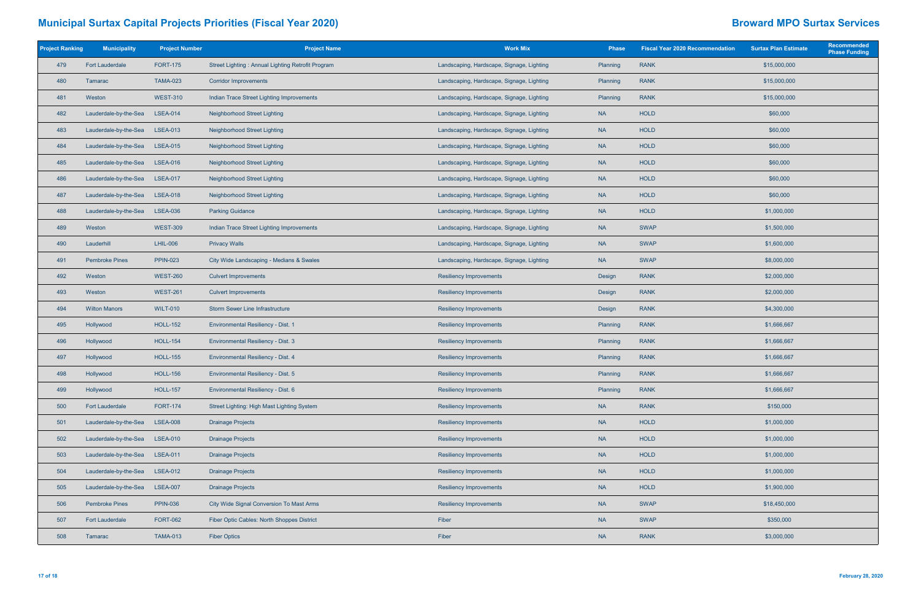# Municipal Surtax Capital Projects Priorities (Fiscal Year 2020)

## Broward MPO Surtax Services

| Project Ranking | Municipality | Project Number | Project Name | Work Mix | Phase | Fiscal Year 2020 Recommendation | Surtax Plan Estimate | Recommended Phase Funding |
|---|---|---|---|---|---|---|---|---|
| 479 | Fort Lauderdale | FORT-175 | Street Lighting : Annual Lighting Retrofit Program | Landscaping, Hardscape, Signage, Lighting | Planning | RANK | $15,000,000 | |
| 480 | Tamarac | TAMA-023 | Corridor Improvements | Landscaping, Hardscape, Signage, Lighting | Planning | RANK | $15,000,000 | |
| 481 | Weston | WEST-310 | Indian Trace Street Lighting Improvements | Landscaping, Hardscape, Signage, Lighting | Planning | RANK | $15,000,000 | |
| 482 | Lauderdale-by-the-Sea | LSEA-014 | Neighborhood Street Lighting | Landscaping, Hardscape, Signage, Lighting | NA | HOLD | $60,000 | |
| 483 | Lauderdale-by-the-Sea | LSEA-013 | Neighborhood Street Lighting | Landscaping, Hardscape, Signage, Lighting | NA | HOLD | $60,000 | |
| 484 | Lauderdale-by-the-Sea | LSEA-015 | Neighborhood Street Lighting | Landscaping, Hardscape, Signage, Lighting | NA | HOLD | $60,000 | |
| 485 | Lauderdale-by-the-Sea | LSEA-016 | Neighborhood Street Lighting | Landscaping, Hardscape, Signage, Lighting | NA | HOLD | $60,000 | |
| 486 | Lauderdale-by-the-Sea | LSEA-017 | Neighborhood Street Lighting | Landscaping, Hardscape, Signage, Lighting | NA | HOLD | $60,000 | |
| 487 | Lauderdale-by-the-Sea | LSEA-018 | Neighborhood Street Lighting | Landscaping, Hardscape, Signage, Lighting | NA | HOLD | $60,000 | |
| 488 | Lauderdale-by-the-Sea | LSEA-036 | Parking Guidance | Landscaping, Hardscape, Signage, Lighting | NA | HOLD | $1,000,000 | |
| 489 | Weston | WEST-309 | Indian Trace Street Lighting Improvements | Landscaping, Hardscape, Signage, Lighting | NA | SWAP | $1,500,000 | |
| 490 | Lauderhill | LHIL-006 | Privacy Walls | Landscaping, Hardscape, Signage, Lighting | NA | SWAP | $1,600,000 | |
| 491 | Pembroke Pines | PPIN-023 | City Wide Landscaping - Medians & Swales | Landscaping, Hardscape, Signage, Lighting | NA | SWAP | $8,000,000 | |
| 492 | Weston | WEST-260 | Culvert Improvements | Resiliency Improvements | Design | RANK | $2,000,000 | |
| 493 | Weston | WEST-261 | Culvert Improvements | Resiliency Improvements | Design | RANK | $2,000,000 | |
| 494 | Wilton Manors | WILT-010 | Storm Sewer Line Infrastructure | Resiliency Improvements | Design | RANK | $4,300,000 | |
| 495 | Hollywood | HOLL-152 | Environmental Resiliency - Dist. 1 | Resiliency Improvements | Planning | RANK | $1,666,667 | |
| 496 | Hollywood | HOLL-154 | Environmental Resiliency - Dist. 3 | Resiliency Improvements | Planning | RANK | $1,666,667 | |
| 497 | Hollywood | HOLL-155 | Environmental Resiliency - Dist. 4 | Resiliency Improvements | Planning | RANK | $1,666,667 | |
| 498 | Hollywood | HOLL-156 | Environmental Resiliency - Dist. 5 | Resiliency Improvements | Planning | RANK | $1,666,667 | |
| 499 | Hollywood | HOLL-157 | Environmental Resiliency - Dist. 6 | Resiliency Improvements | Planning | RANK | $1,666,667 | |
| 500 | Fort Lauderdale | FORT-174 | Street Lighting: High Mast Lighting System | Resiliency Improvements | NA | RANK | $150,000 | |
| 501 | Lauderdale-by-the-Sea | LSEA-008 | Drainage Projects | Resiliency Improvements | NA | HOLD | $1,000,000 | |
| 502 | Lauderdale-by-the-Sea | LSEA-010 | Drainage Projects | Resiliency Improvements | NA | HOLD | $1,000,000 | |
| 503 | Lauderdale-by-the-Sea | LSEA-011 | Drainage Projects | Resiliency Improvements | NA | HOLD | $1,000,000 | |
| 504 | Lauderdale-by-the-Sea | LSEA-012 | Drainage Projects | Resiliency Improvements | NA | HOLD | $1,000,000 | |
| 505 | Lauderdale-by-the-Sea | LSEA-007 | Drainage Projects | Resiliency Improvements | NA | HOLD | $1,900,000 | |
| 506 | Pembroke Pines | PPIN-036 | City Wide Signal Conversion To Mast Arms | Resiliency Improvements | NA | SWAP | $18,450,000 | |
| 507 | Fort Lauderdale | FORT-062 | Fiber Optic Cables: North Shoppes District | Fiber | NA | SWAP | $350,000 | |
| 508 | Tamarac | TAMA-013 | Fiber Optics | Fiber | NA | RANK | $3,000,000 | |

February 28, 2020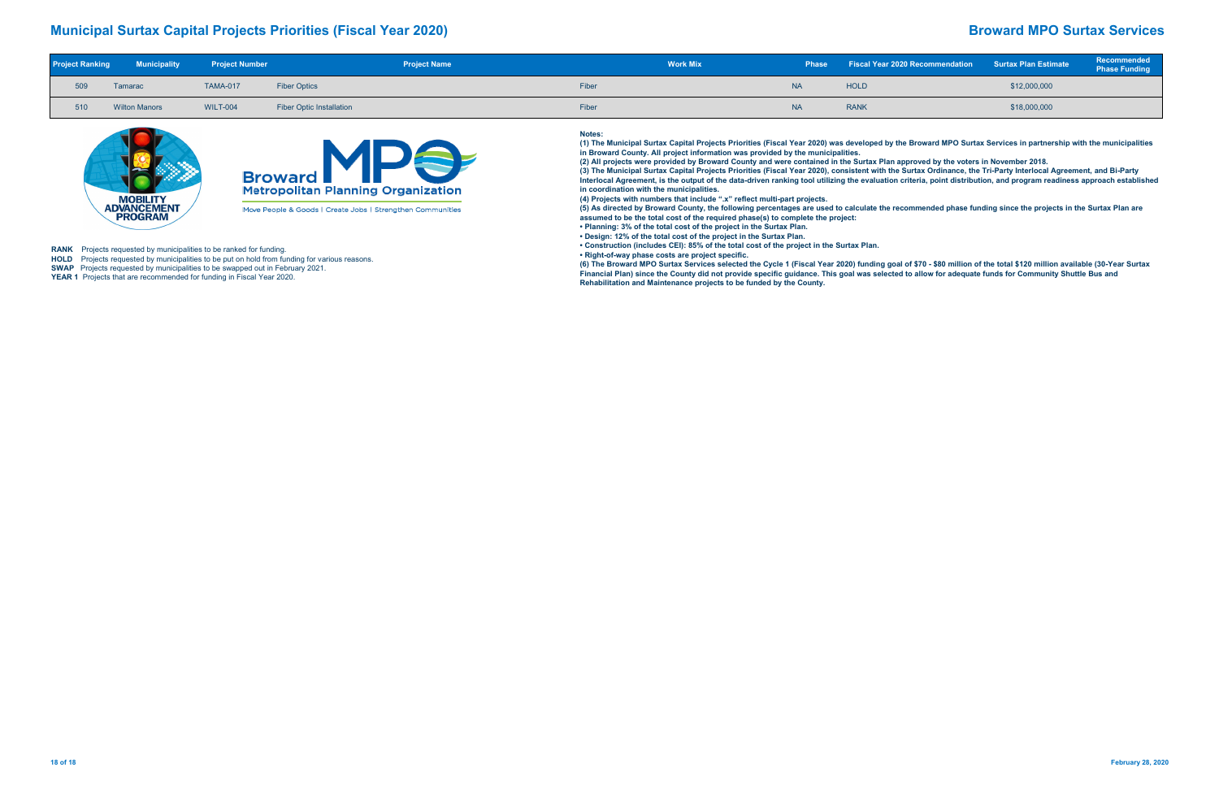# Municipal Surtax Capital Projects Priorities (Fiscal Year 2020)

## Broward MPO Surtax Services

| Project Ranking | Municipality | Project Number | Project Name | Work Mix | Phase | Fiscal Year 2020 Recommendation | Surtax Plan Estimate | Recommended Phase Funding |
|---|---|---|---|---|---|---|---|---|
| 509 | Tamarac | TAMA-017 | Fiber Optics | Fiber | NA | HOLD | $12,000,000 | |
| 510 | Wilton Manors | WILT-004 | Fiber Optic Installation | Fiber | NA | RANK | $18,000,000 | |

**RANK** Projects requested by municipalities to be ranked for funding.
**HOLD** Projects requested by municipalities to be put on hold from funding for various reasons.
**SWAP** Projects requested by municipalities to be swapped out in February 2021.
**YEAR 1** Projects that are recommended for funding in Fiscal Year 2020.

**Notes:**

**(1) The Municipal Surtax Capital Projects Priorities (Fiscal Year 2020) was developed by the Broward MPO Surtax Services in partnership with the municipalities in Broward County. All project information was provided by the municipalities.**
**(2) All projects were provided by Broward County and were contained in the Surtax Plan approved by the voters in November 2018.**
**(3) The Municipal Surtax Capital Projects Priorities (Fiscal Year 2020), consistent with the Surtax Ordinance, the Tri-Party Interlocal Agreement, and Bi-Party Interlocal Agreement, is the output of the data-driven ranking tool utilizing the evaluation criteria, point distribution, and program readiness approach established in coordination with the municipalities.**
**(4) Projects with numbers that include ".x" reflect multi-part projects.**
**(5) As directed by Broward County, the following percentages are used to calculate the recommended phase funding since the projects in the Surtax Plan are assumed to be the total cost of the required phase(s) to complete the project:**
- **Planning: 3% of the total cost of the project in the Surtax Plan.**
- **Design: 12% of the total cost of the project in the Surtax Plan.**
- **Construction (includes CEI): 85% of the total cost of the project in the Surtax Plan.**
- **Right-of-way phase costs are project specific.**

**(6) The Broward MPO Surtax Services selected the Cycle 1 (Fiscal Year 2020) funding goal of $70 - $80 million of the total $120 million available (30-Year Surtax Financial Plan) since the County did not provide specific guidance. This goal was selected to allow for adequate funds for Community Shuttle Bus and Rehabilitation and Maintenance projects to be funded by the County.**

February 28, 2020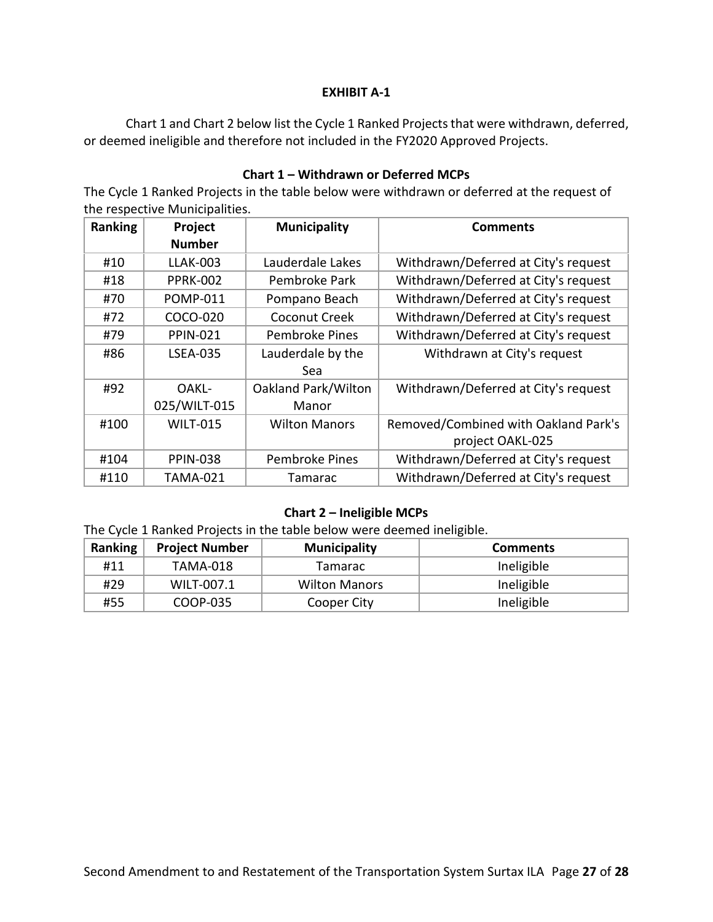# EXHIBIT A-1

Chart 1 and Chart 2 below list the Cycle 1 Ranked Projects that were withdrawn, deferred, or deemed ineligible and therefore not included in the FY2020 Approved Projects.

## Chart 1 – Withdrawn or Deferred MCPs

The Cycle 1 Ranked Projects in the table below were withdrawn or deferred at the request of the respective Municipalities.

| Ranking | Project Number | Municipality | Comments |
|---|---|---|---|
| #10 | LLAK-003 | Lauderdale Lakes | Withdrawn/Deferred at City's request |
| #18 | PPRK-002 | Pembroke Park | Withdrawn/Deferred at City's request |
| #70 | POMP-011 | Pompano Beach | Withdrawn/Deferred at City's request |
| #72 | COCO-020 | Coconut Creek | Withdrawn/Deferred at City's request |
| #79 | PPIN-021 | Pembroke Pines | Withdrawn/Deferred at City's request |
| #86 | LSEA-035 | Lauderdale by the Sea | Withdrawn at City's request |
| #92 | OAKL-025/WILT-015 | Oakland Park/Wilton Manor | Withdrawn/Deferred at City's request |
| #100 | WILT-015 | Wilton Manors | Removed/Combined with Oakland Park's project OAKL-025 |
| #104 | PPIN-038 | Pembroke Pines | Withdrawn/Deferred at City's request |
| #110 | TAMA-021 | Tamarac | Withdrawn/Deferred at City's request |

## Chart 2 – Ineligible MCPs

The Cycle 1 Ranked Projects in the table below were deemed ineligible.

| Ranking | Project Number | Municipality | Comments |
|---|---|---|---|
| #11 | TAMA-018 | Tamarac | Ineligible |
| #29 | WILT-007.1 | Wilton Manors | Ineligible |
| #55 | COOP-035 | Cooper City | Ineligible |